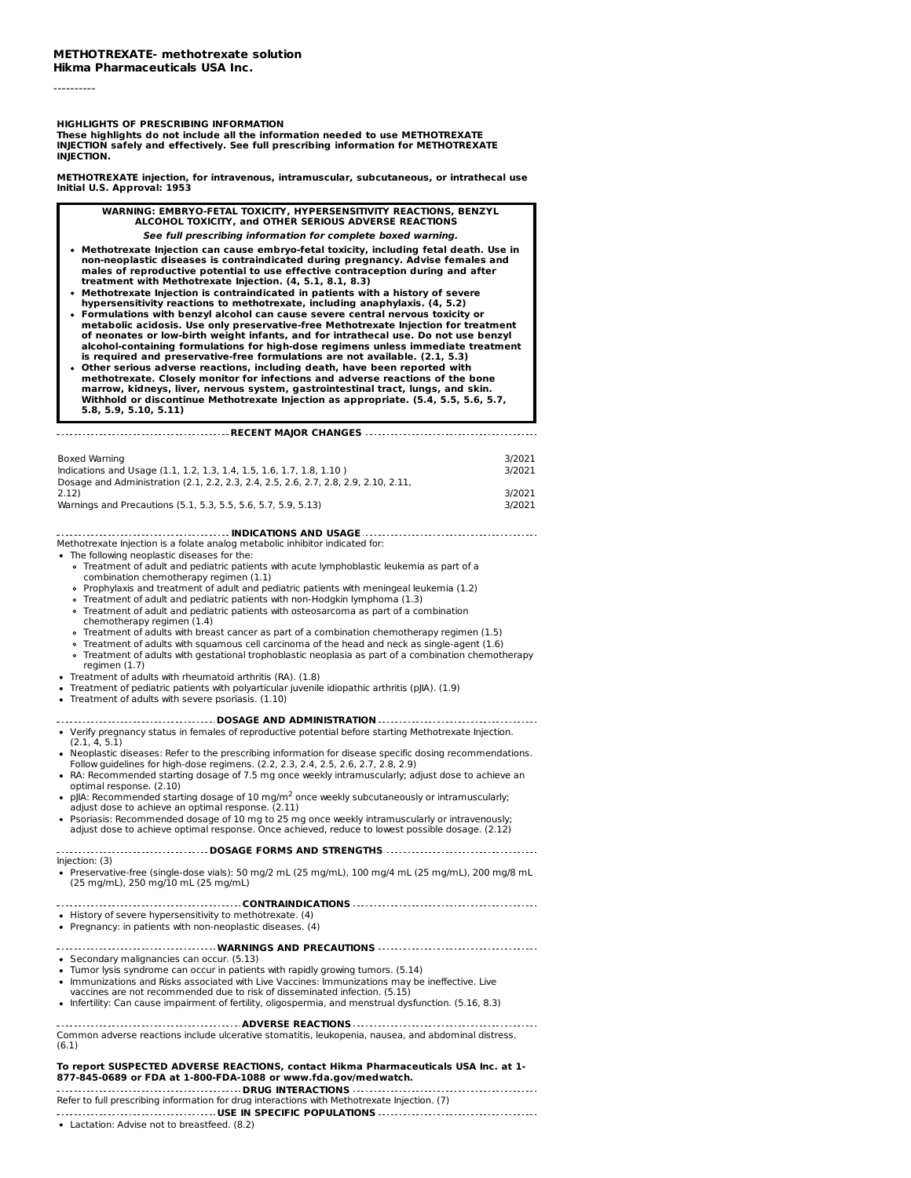**METHOTREXATE- methotrexate solution**
**Hikma Pharmaceuticals USA Inc.**

----------

**HIGHLIGHTS OF PRESCRIBING INFORMATION**
**These highlights do not include all the information needed to use METHOTREXATE INJECTION safely and effectively. See full prescribing information for METHOTREXATE INJECTION.**

**METHOTREXATE injection, for intravenous, intramuscular, subcutaneous, or intrathecal use**
**Initial U.S. Approval: 1953**

**WARNING: EMBRYO-FETAL TOXICITY, HYPERSENSITIVITY REACTIONS, BENZYL ALCOHOL TOXICITY, and OTHER SERIOUS ADVERSE REACTIONS**

***See full prescribing information for complete boxed warning.***

- **Methotrexate Injection can cause embryo-fetal toxicity, including fetal death. Use in non-neoplastic diseases is contraindicated during pregnancy. Advise females and males of reproductive potential to use effective contraception during and after treatment with Methotrexate Injection. (4, 5.1, 8.1, 8.3)**
- **Methotrexate Injection is contraindicated in patients with a history of severe hypersensitivity reactions to methotrexate, including anaphylaxis. (4, 5.2)**
- **Formulations with benzyl alcohol can cause severe central nervous toxicity or metabolic acidosis. Use only preservative-free Methotrexate Injection for treatment of neonates or low-birth weight infants, and for intrathecal use. Do not use benzyl alcohol-containing formulations for high-dose regimens unless immediate treatment is required and preservative-free formulations are not available. (2.1, 5.3)**
- **Other serious adverse reactions, including death, have been reported with methotrexate. Closely monitor for infections and adverse reactions of the bone marrow, kidneys, liver, nervous system, gastrointestinal tract, lungs, and skin. Withhold or discontinue Methotrexate Injection as appropriate. (5.4, 5.5, 5.6, 5.7, 5.8, 5.9, 5.10, 5.11)**

**RECENT MAJOR CHANGES**

| | |
|---|---|
| Boxed Warning | 3/2021 |
| Indications and Usage (1.1, 1.2, 1.3, 1.4, 1.5, 1.6, 1.7, 1.8, 1.10 ) | 3/2021 |
| Dosage and Administration (2.1, 2.2, 2.3, 2.4, 2.5, 2.6, 2.7, 2.8, 2.9, 2.10, 2.11, 2.12) | 3/2021 |
| Warnings and Precautions (5.1, 5.3, 5.5, 5.6, 5.7, 5.9, 5.13) | 3/2021 |

**INDICATIONS AND USAGE**

Methotrexate Injection is a folate analog metabolic inhibitor indicated for:

- The following neoplastic diseases for the:
  - Treatment of adult and pediatric patients with acute lymphoblastic leukemia as part of a combination chemotherapy regimen (1.1)
  - Prophylaxis and treatment of adult and pediatric patients with meningeal leukemia (1.2)
  - Treatment of adult and pediatric patients with non-Hodgkin lymphoma (1.3)
  - Treatment of adult and pediatric patients with osteosarcoma as part of a combination chemotherapy regimen (1.4)
  - Treatment of adults with breast cancer as part of a combination chemotherapy regimen (1.5)
  - Treatment of adults with squamous cell carcinoma of the head and neck as single-agent (1.6)
  - Treatment of adults with gestational trophoblastic neoplasia as part of a combination chemotherapy regimen (1.7)
- Treatment of adults with rheumatoid arthritis (RA). (1.8)
- Treatment of pediatric patients with polyarticular juvenile idiopathic arthritis (pJIA). (1.9)
- Treatment of adults with severe psoriasis. (1.10)

**DOSAGE AND ADMINISTRATION**

- Verify pregnancy status in females of reproductive potential before starting Methotrexate Injection. (2.1, 4, 5.1)
- Neoplastic diseases: Refer to the prescribing information for disease specific dosing recommendations. Follow guidelines for high-dose regimens. (2.2, 2.3, 2.4, 2.5, 2.6, 2.7, 2.8, 2.9)
- RA: Recommended starting dosage of 7.5 mg once weekly intramuscularly; adjust dose to achieve an optimal response. (2.10)
- pJIA: Recommended starting dosage of 10 mg/m$^2$ once weekly subcutaneously or intramuscularly; adjust dose to achieve an optimal response. (2.11)
- Psoriasis: Recommended dosage of 10 mg to 25 mg once weekly intramuscularly or intravenously; adjust dose to achieve optimal response. Once achieved, reduce to lowest possible dosage. (2.12)

**DOSAGE FORMS AND STRENGTHS**

Injection: (3)

- Preservative-free (single-dose vials): 50 mg/2 mL (25 mg/mL), 100 mg/4 mL (25 mg/mL), 200 mg/8 mL (25 mg/mL), 250 mg/10 mL (25 mg/mL)

**CONTRAINDICATIONS**

- History of severe hypersensitivity to methotrexate. (4)
- Pregnancy: in patients with non-neoplastic diseases. (4)

**WARNINGS AND PRECAUTIONS**

- Secondary malignancies can occur. (5.13)
- Tumor lysis syndrome can occur in patients with rapidly growing tumors. (5.14)
- Immunizations and Risks associated with Live Vaccines: Immunizations may be ineffective. Live vaccines are not recommended due to risk of disseminated infection. (5.15)
- Infertility: Can cause impairment of fertility, oligospermia, and menstrual dysfunction. (5.16, 8.3)

**ADVERSE REACTIONS**

Common adverse reactions include ulcerative stomatitis, leukopenia, nausea, and abdominal distress. (6.1)

**To report SUSPECTED ADVERSE REACTIONS, contact Hikma Pharmaceuticals USA Inc. at 1-877-845-0689 or FDA at 1-800-FDA-1088 or www.fda.gov/medwatch.**

**DRUG INTERACTIONS**

Refer to full prescribing information for drug interactions with Methotrexate Injection. (7)

**USE IN SPECIFIC POPULATIONS**

- Lactation: Advise not to breastfeed. (8.2)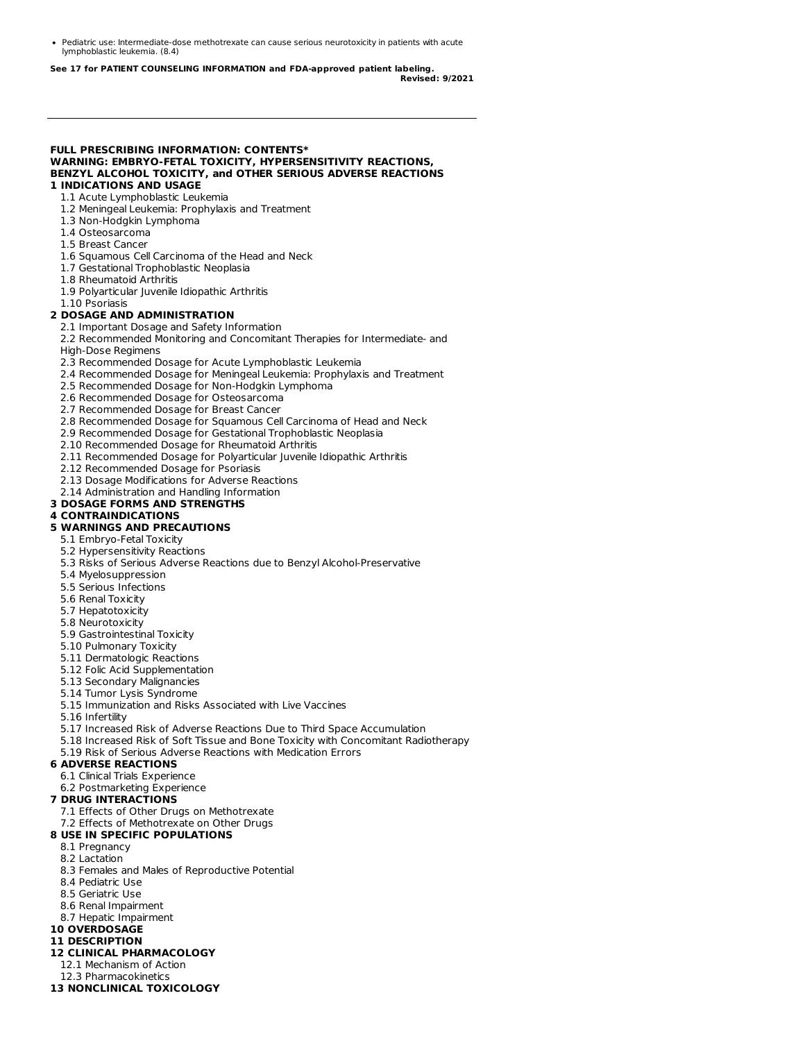- Pediatric use: Intermediate-dose methotrexate can cause serious neurotoxicity in patients with acute lymphoblastic leukemia. (8.4)

**See 17 for PATIENT COUNSELING INFORMATION and FDA-approved patient labeling.**

**Revised: 9/2021**

---

**FULL PRESCRIBING INFORMATION: CONTENTS***

**WARNING: EMBRYO-FETAL TOXICITY, HYPERSENSITIVITY REACTIONS, BENZYL ALCOHOL TOXICITY, and OTHER SERIOUS ADVERSE REACTIONS**

**1 INDICATIONS AND USAGE**

- 1.1 Acute Lymphoblastic Leukemia
- 1.2 Meningeal Leukemia: Prophylaxis and Treatment
- 1.3 Non-Hodgkin Lymphoma
- 1.4 Osteosarcoma
- 1.5 Breast Cancer
- 1.6 Squamous Cell Carcinoma of the Head and Neck
- 1.7 Gestational Trophoblastic Neoplasia
- 1.8 Rheumatoid Arthritis
- 1.9 Polyarticular Juvenile Idiopathic Arthritis
- 1.10 Psoriasis

**2 DOSAGE AND ADMINISTRATION**

- 2.1 Important Dosage and Safety Information
- 2.2 Recommended Monitoring and Concomitant Therapies for Intermediate- and High-Dose Regimens
- 2.3 Recommended Dosage for Acute Lymphoblastic Leukemia
- 2.4 Recommended Dosage for Meningeal Leukemia: Prophylaxis and Treatment
- 2.5 Recommended Dosage for Non-Hodgkin Lymphoma
- 2.6 Recommended Dosage for Osteosarcoma
- 2.7 Recommended Dosage for Breast Cancer
- 2.8 Recommended Dosage for Squamous Cell Carcinoma of Head and Neck
- 2.9 Recommended Dosage for Gestational Trophoblastic Neoplasia
- 2.10 Recommended Dosage for Rheumatoid Arthritis
- 2.11 Recommended Dosage for Polyarticular Juvenile Idiopathic Arthritis
- 2.12 Recommended Dosage for Psoriasis
- 2.13 Dosage Modifications for Adverse Reactions
- 2.14 Administration and Handling Information

**3 DOSAGE FORMS AND STRENGTHS**

**4 CONTRAINDICATIONS**

**5 WARNINGS AND PRECAUTIONS**

- 5.1 Embryo-Fetal Toxicity
- 5.2 Hypersensitivity Reactions
- 5.3 Risks of Serious Adverse Reactions due to Benzyl Alcohol-Preservative
- 5.4 Myelosuppression
- 5.5 Serious Infections
- 5.6 Renal Toxicity
- 5.7 Hepatotoxicity
- 5.8 Neurotoxicity
- 5.9 Gastrointestinal Toxicity
- 5.10 Pulmonary Toxicity
- 5.11 Dermatologic Reactions
- 5.12 Folic Acid Supplementation
- 5.13 Secondary Malignancies
- 5.14 Tumor Lysis Syndrome
- 5.15 Immunization and Risks Associated with Live Vaccines
- 5.16 Infertility
- 5.17 Increased Risk of Adverse Reactions Due to Third Space Accumulation
- 5.18 Increased Risk of Soft Tissue and Bone Toxicity with Concomitant Radiotherapy
- 5.19 Risk of Serious Adverse Reactions with Medication Errors

**6 ADVERSE REACTIONS**

- 6.1 Clinical Trials Experience
- 6.2 Postmarketing Experience

**7 DRUG INTERACTIONS**

- 7.1 Effects of Other Drugs on Methotrexate
- 7.2 Effects of Methotrexate on Other Drugs

**8 USE IN SPECIFIC POPULATIONS**

- 8.1 Pregnancy
- 8.2 Lactation
- 8.3 Females and Males of Reproductive Potential
- 8.4 Pediatric Use
- 8.5 Geriatric Use
- 8.6 Renal Impairment
- 8.7 Hepatic Impairment

**10 OVERDOSAGE**

**11 DESCRIPTION**

**12 CLINICAL PHARMACOLOGY**

- 12.1 Mechanism of Action
- 12.3 Pharmacokinetics

**13 NONCLINICAL TOXICOLOGY**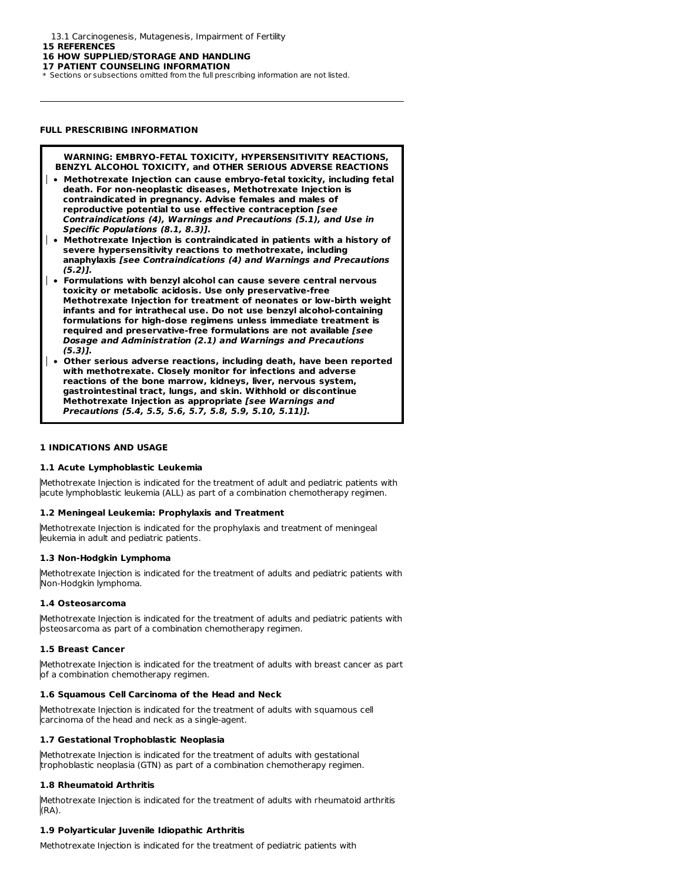13.1 Carcinogenesis, Mutagenesis, Impairment of Fertility

**15 REFERENCES**

**16 HOW SUPPLIED/STORAGE AND HANDLING**

**17 PATIENT COUNSELING INFORMATION**

\* Sections or subsections omitted from the full prescribing information are not listed.

---

**FULL PRESCRIBING INFORMATION**

**WARNING: EMBRYO-FETAL TOXICITY, HYPERSENSITIVITY REACTIONS, BENZYL ALCOHOL TOXICITY, and OTHER SERIOUS ADVERSE REACTIONS**

- **Methotrexate Injection can cause embryo-fetal toxicity, including fetal death. For non-neoplastic diseases, Methotrexate Injection is contraindicated in pregnancy. Advise females and males of reproductive potential to use effective contraception *[see Contraindications (4), Warnings and Precautions (5.1), and Use in Specific Populations (8.1, 8.3)]*.**
- **Methotrexate Injection is contraindicated in patients with a history of severe hypersensitivity reactions to methotrexate, including anaphylaxis *[see Contraindications (4) and Warnings and Precautions (5.2)]*.**
- **Formulations with benzyl alcohol can cause severe central nervous toxicity or metabolic acidosis. Use only preservative-free Methotrexate Injection for treatment of neonates or low-birth weight infants and for intrathecal use. Do not use benzyl alcohol-containing formulations for high-dose regimens unless immediate treatment is required and preservative-free formulations are not available *[see Dosage and Administration (2.1) and Warnings and Precautions (5.3)]*.**
- **Other serious adverse reactions, including death, have been reported with methotrexate. Closely monitor for infections and adverse reactions of the bone marrow, kidneys, liver, nervous system, gastrointestinal tract, lungs, and skin. Withhold or discontinue Methotrexate Injection as appropriate *[see Warnings and Precautions (5.4, 5.5, 5.6, 5.7, 5.8, 5.9, 5.10, 5.11)]*.**

## 1 INDICATIONS AND USAGE

### 1.1 Acute Lymphoblastic Leukemia

Methotrexate Injection is indicated for the treatment of adult and pediatric patients with acute lymphoblastic leukemia (ALL) as part of a combination chemotherapy regimen.

### 1.2 Meningeal Leukemia: Prophylaxis and Treatment

Methotrexate Injection is indicated for the prophylaxis and treatment of meningeal leukemia in adult and pediatric patients.

### 1.3 Non-Hodgkin Lymphoma

Methotrexate Injection is indicated for the treatment of adults and pediatric patients with Non-Hodgkin lymphoma.

### 1.4 Osteosarcoma

Methotrexate Injection is indicated for the treatment of adults and pediatric patients with osteosarcoma as part of a combination chemotherapy regimen.

### 1.5 Breast Cancer

Methotrexate Injection is indicated for the treatment of adults with breast cancer as part of a combination chemotherapy regimen.

### 1.6 Squamous Cell Carcinoma of the Head and Neck

Methotrexate Injection is indicated for the treatment of adults with squamous cell carcinoma of the head and neck as a single-agent.

### 1.7 Gestational Trophoblastic Neoplasia

Methotrexate Injection is indicated for the treatment of adults with gestational trophoblastic neoplasia (GTN) as part of a combination chemotherapy regimen.

### 1.8 Rheumatoid Arthritis

Methotrexate Injection is indicated for the treatment of adults with rheumatoid arthritis (RA).

### 1.9 Polyarticular Juvenile Idiopathic Arthritis

Methotrexate Injection is indicated for the treatment of pediatric patients with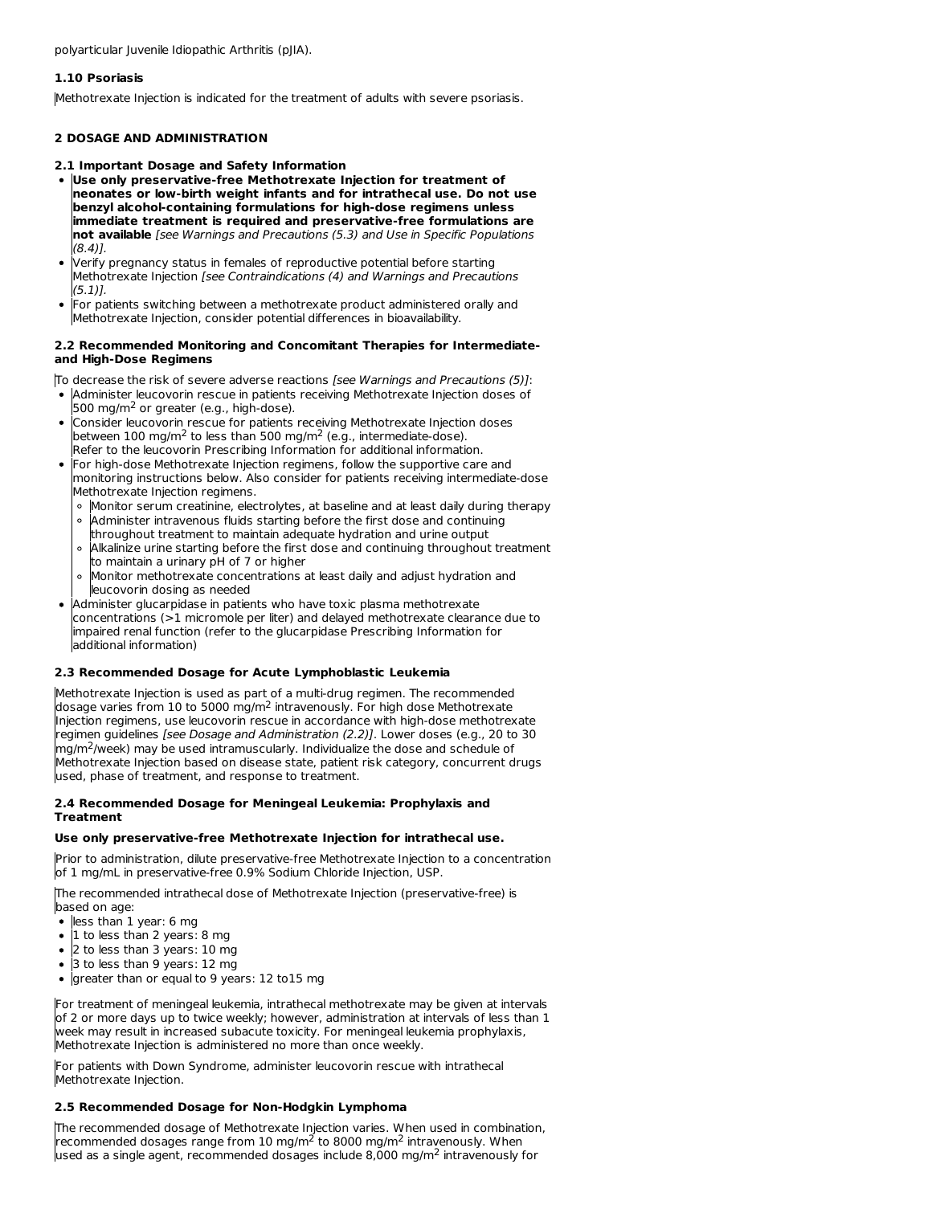polyarticular Juvenile Idiopathic Arthritis (pJIA).

### 1.10 Psoriasis

Methotrexate Injection is indicated for the treatment of adults with severe psoriasis.

## 2 DOSAGE AND ADMINISTRATION

### 2.1 Important Dosage and Safety Information

- **Use only preservative-free Methotrexate Injection for treatment of neonates or low-birth weight infants and for intrathecal use. Do not use benzyl alcohol-containing formulations for high-dose regimens unless immediate treatment is required and preservative-free formulations are not available** *[see Warnings and Precautions (5.3) and Use in Specific Populations (8.4)].*
- Verify pregnancy status in females of reproductive potential before starting Methotrexate Injection *[see Contraindications (4) and Warnings and Precautions (5.1)].*
- For patients switching between a methotrexate product administered orally and Methotrexate Injection, consider potential differences in bioavailability.

### 2.2 Recommended Monitoring and Concomitant Therapies for Intermediate- and High-Dose Regimens

To decrease the risk of severe adverse reactions *[see Warnings and Precautions (5)]*:

- Administer leucovorin rescue in patients receiving Methotrexate Injection doses of 500 mg/m$^2$ or greater (e.g., high-dose).
- Consider leucovorin rescue for patients receiving Methotrexate Injection doses between 100 mg/m$^2$ to less than 500 mg/m$^2$ (e.g., intermediate-dose). Refer to the leucovorin Prescribing Information for additional information.
- For high-dose Methotrexate Injection regimens, follow the supportive care and monitoring instructions below. Also consider for patients receiving intermediate-dose Methotrexate Injection regimens.
  - Monitor serum creatinine, electrolytes, at baseline and at least daily during therapy
  - Administer intravenous fluids starting before the first dose and continuing throughout treatment to maintain adequate hydration and urine output
  - Alkalinize urine starting before the first dose and continuing throughout treatment to maintain a urinary pH of 7 or higher
  - Monitor methotrexate concentrations at least daily and adjust hydration and leucovorin dosing as needed
- Administer glucarpidase in patients who have toxic plasma methotrexate concentrations (>1 micromole per liter) and delayed methotrexate clearance due to impaired renal function (refer to the glucarpidase Prescribing Information for additional information)

### 2.3 Recommended Dosage for Acute Lymphoblastic Leukemia

Methotrexate Injection is used as part of a multi-drug regimen. The recommended dosage varies from 10 to 5000 mg/m$^2$ intravenously. For high dose Methotrexate Injection regimens, use leucovorin rescue in accordance with high-dose methotrexate regimen guidelines *[see Dosage and Administration (2.2)]*. Lower doses (e.g., 20 to 30 mg/m$^2$/week) may be used intramuscularly. Individualize the dose and schedule of Methotrexate Injection based on disease state, patient risk category, concurrent drugs used, phase of treatment, and response to treatment.

### 2.4 Recommended Dosage for Meningeal Leukemia: Prophylaxis and Treatment

**Use only preservative-free Methotrexate Injection for intrathecal use.**

Prior to administration, dilute preservative-free Methotrexate Injection to a concentration of 1 mg/mL in preservative-free 0.9% Sodium Chloride Injection, USP.

The recommended intrathecal dose of Methotrexate Injection (preservative-free) is based on age:

- less than 1 year: 6 mg
- 1 to less than 2 years: 8 mg
- 2 to less than 3 years: 10 mg
- 3 to less than 9 years: 12 mg
- greater than or equal to 9 years: 12 to15 mg

For treatment of meningeal leukemia, intrathecal methotrexate may be given at intervals of 2 or more days up to twice weekly; however, administration at intervals of less than 1 week may result in increased subacute toxicity. For meningeal leukemia prophylaxis, Methotrexate Injection is administered no more than once weekly.

For patients with Down Syndrome, administer leucovorin rescue with intrathecal Methotrexate Injection.

### 2.5 Recommended Dosage for Non-Hodgkin Lymphoma

The recommended dosage of Methotrexate Injection varies. When used in combination, recommended dosages range from 10 mg/m$^2$ to 8000 mg/m$^2$ intravenously. When used as a single agent, recommended dosages include 8,000 mg/m$^2$ intravenously for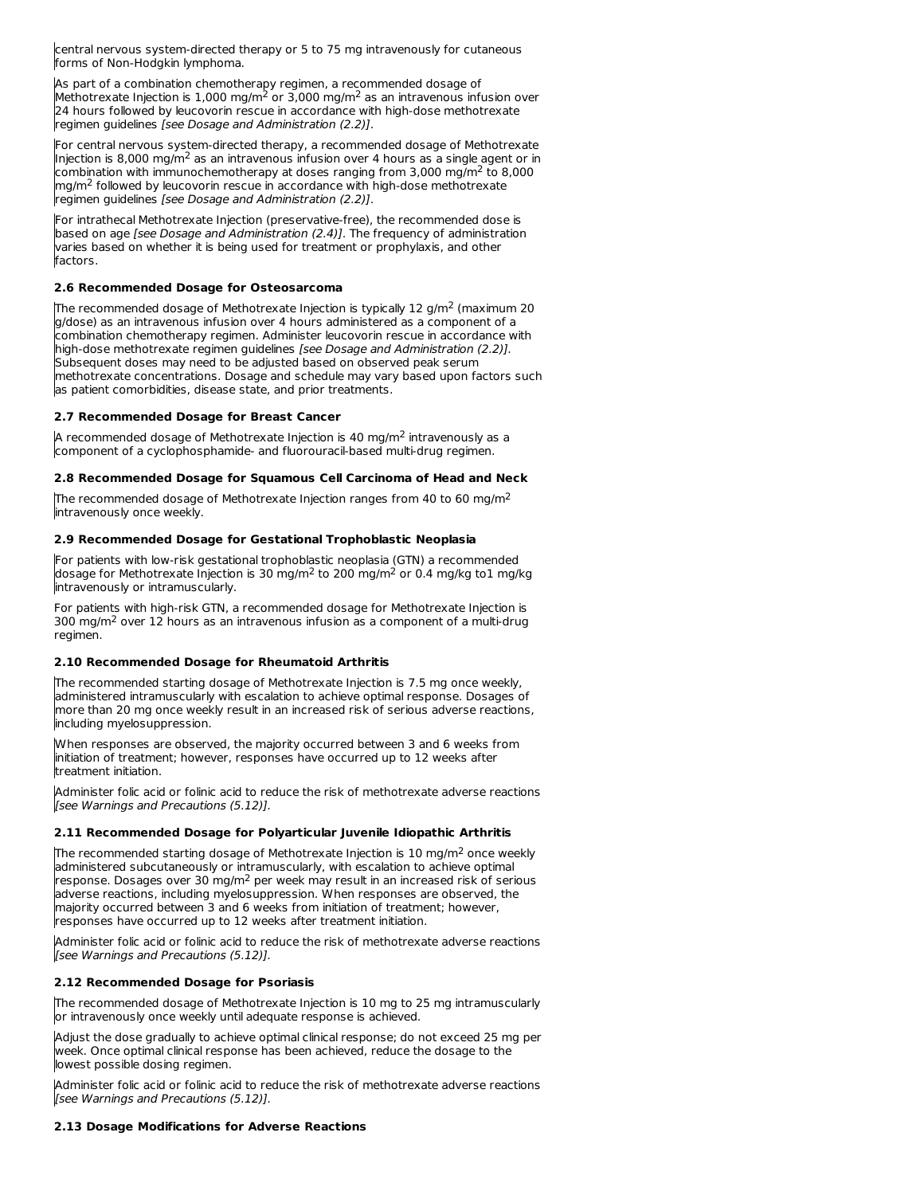central nervous system-directed therapy or 5 to 75 mg intravenously for cutaneous forms of Non-Hodgkin lymphoma.

As part of a combination chemotherapy regimen, a recommended dosage of Methotrexate Injection is 1,000 mg/m$^2$ or 3,000 mg/m$^2$ as an intravenous infusion over 24 hours followed by leucovorin rescue in accordance with high-dose methotrexate regimen guidelines *[see Dosage and Administration (2.2)]*.

For central nervous system-directed therapy, a recommended dosage of Methotrexate Injection is 8,000 mg/m$^2$ as an intravenous infusion over 4 hours as a single agent or in combination with immunochemotherapy at doses ranging from 3,000 mg/m$^2$ to 8,000 mg/m$^2$ followed by leucovorin rescue in accordance with high-dose methotrexate regimen guidelines *[see Dosage and Administration (2.2)]*.

For intrathecal Methotrexate Injection (preservative-free), the recommended dose is based on age *[see Dosage and Administration (2.4)]*. The frequency of administration varies based on whether it is being used for treatment or prophylaxis, and other factors.

### 2.6 Recommended Dosage for Osteosarcoma

The recommended dosage of Methotrexate Injection is typically 12 g/m$^2$ (maximum 20 g/dose) as an intravenous infusion over 4 hours administered as a component of a combination chemotherapy regimen. Administer leucovorin rescue in accordance with high-dose methotrexate regimen guidelines *[see Dosage and Administration (2.2)]*. Subsequent doses may need to be adjusted based on observed peak serum methotrexate concentrations. Dosage and schedule may vary based upon factors such as patient comorbidities, disease state, and prior treatments.

### 2.7 Recommended Dosage for Breast Cancer

A recommended dosage of Methotrexate Injection is 40 mg/m$^2$ intravenously as a component of a cyclophosphamide- and fluorouracil-based multi-drug regimen.

### 2.8 Recommended Dosage for Squamous Cell Carcinoma of Head and Neck

The recommended dosage of Methotrexate Injection ranges from 40 to 60 mg/m$^2$ intravenously once weekly.

### 2.9 Recommended Dosage for Gestational Trophoblastic Neoplasia

For patients with low-risk gestational trophoblastic neoplasia (GTN) a recommended dosage for Methotrexate Injection is 30 mg/m$^2$ to 200 mg/m$^2$ or 0.4 mg/kg to1 mg/kg intravenously or intramuscularly.

For patients with high-risk GTN, a recommended dosage for Methotrexate Injection is 300 mg/m$^2$ over 12 hours as an intravenous infusion as a component of a multi-drug regimen.

### 2.10 Recommended Dosage for Rheumatoid Arthritis

The recommended starting dosage of Methotrexate Injection is 7.5 mg once weekly, administered intramuscularly with escalation to achieve optimal response. Dosages of more than 20 mg once weekly result in an increased risk of serious adverse reactions, including myelosuppression.

When responses are observed, the majority occurred between 3 and 6 weeks from initiation of treatment; however, responses have occurred up to 12 weeks after treatment initiation.

Administer folic acid or folinic acid to reduce the risk of methotrexate adverse reactions *[see Warnings and Precautions (5.12)]*.

### 2.11 Recommended Dosage for Polyarticular Juvenile Idiopathic Arthritis

The recommended starting dosage of Methotrexate Injection is 10 mg/m$^2$ once weekly administered subcutaneously or intramuscularly, with escalation to achieve optimal response. Dosages over 30 mg/m$^2$ per week may result in an increased risk of serious adverse reactions, including myelosuppression. When responses are observed, the majority occurred between 3 and 6 weeks from initiation of treatment; however, responses have occurred up to 12 weeks after treatment initiation.

Administer folic acid or folinic acid to reduce the risk of methotrexate adverse reactions *[see Warnings and Precautions (5.12)]*.

### 2.12 Recommended Dosage for Psoriasis

The recommended dosage of Methotrexate Injection is 10 mg to 25 mg intramuscularly or intravenously once weekly until adequate response is achieved.

Adjust the dose gradually to achieve optimal clinical response; do not exceed 25 mg per week. Once optimal clinical response has been achieved, reduce the dosage to the lowest possible dosing regimen.

Administer folic acid or folinic acid to reduce the risk of methotrexate adverse reactions *[see Warnings and Precautions (5.12)]*.

### 2.13 Dosage Modifications for Adverse Reactions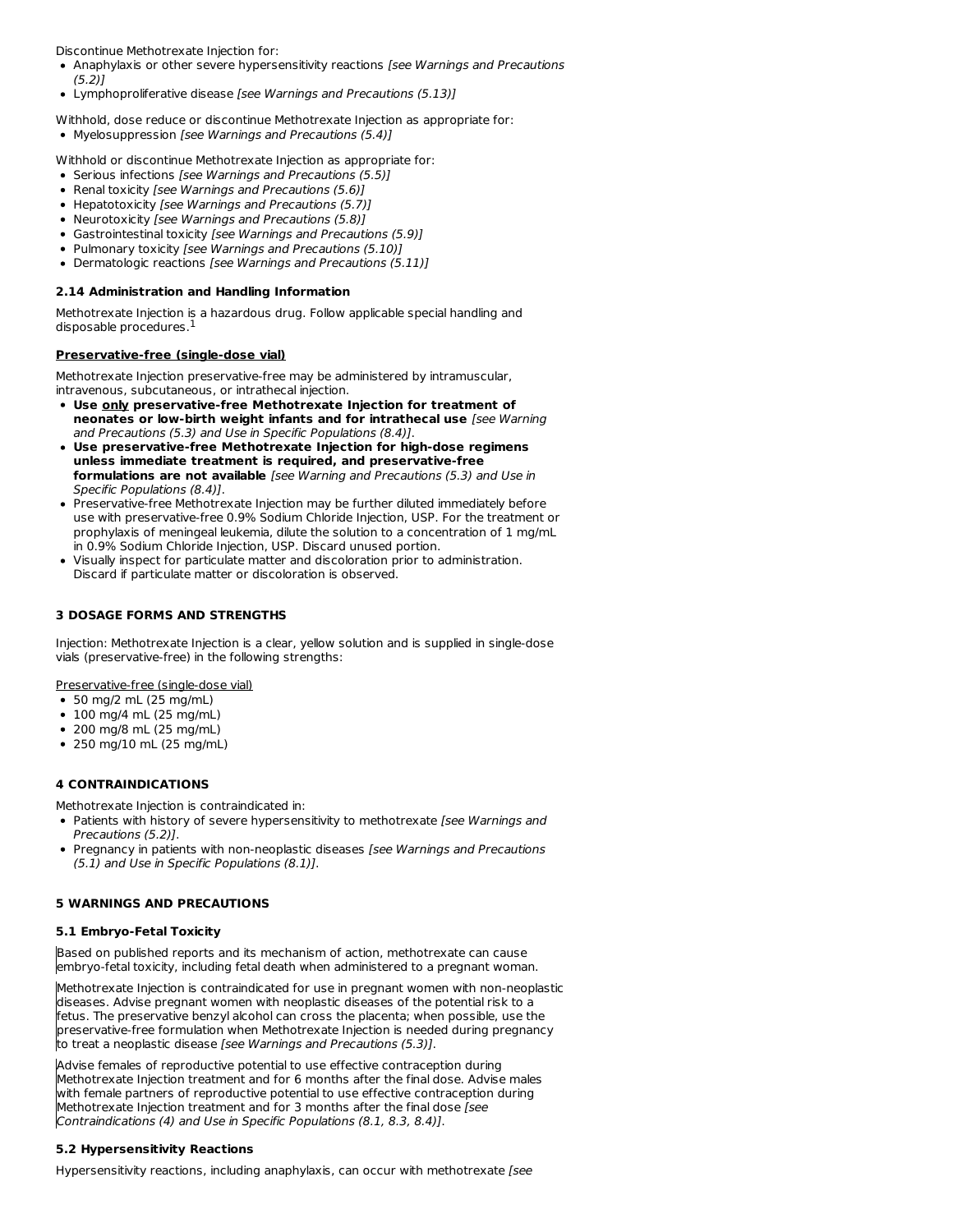Discontinue Methotrexate Injection for:

- Anaphylaxis or other severe hypersensitivity reactions *[see Warnings and Precautions (5.2)]*
- Lymphoproliferative disease *[see Warnings and Precautions (5.13)]*

Withhold, dose reduce or discontinue Methotrexate Injection as appropriate for:

- Myelosuppression *[see Warnings and Precautions (5.4)]*

Withhold or discontinue Methotrexate Injection as appropriate for:

- Serious infections *[see Warnings and Precautions (5.5)]*
- Renal toxicity *[see Warnings and Precautions (5.6)]*
- Hepatotoxicity *[see Warnings and Precautions (5.7)]*
- Neurotoxicity *[see Warnings and Precautions (5.8)]*
- Gastrointestinal toxicity *[see Warnings and Precautions (5.9)]*
- Pulmonary toxicity *[see Warnings and Precautions (5.10)]*
- Dermatologic reactions *[see Warnings and Precautions (5.11)]*

### 2.14 Administration and Handling Information

Methotrexate Injection is a hazardous drug. Follow applicable special handling and disposable procedures.[1]

**Preservative-free (single-dose vial)**

Methotrexate Injection preservative-free may be administered by intramuscular, intravenous, subcutaneous, or intrathecal injection.

- **Use only preservative-free Methotrexate Injection for treatment of neonates or low-birth weight infants and for intrathecal use** *[see Warning and Precautions (5.3) and Use in Specific Populations (8.4)]*.
- **Use preservative-free Methotrexate Injection for high-dose regimens unless immediate treatment is required, and preservative-free formulations are not available** *[see Warning and Precautions (5.3) and Use in Specific Populations (8.4)]*.
- Preservative-free Methotrexate Injection may be further diluted immediately before use with preservative-free 0.9% Sodium Chloride Injection, USP. For the treatment or prophylaxis of meningeal leukemia, dilute the solution to a concentration of 1 mg/mL in 0.9% Sodium Chloride Injection, USP. Discard unused portion.
- Visually inspect for particulate matter and discoloration prior to administration. Discard if particulate matter or discoloration is observed.

## 3 DOSAGE FORMS AND STRENGTHS

Injection: Methotrexate Injection is a clear, yellow solution and is supplied in single-dose vials (preservative-free) in the following strengths:

Preservative-free (single-dose vial)

- 50 mg/2 mL (25 mg/mL)
- 100 mg/4 mL (25 mg/mL)
- 200 mg/8 mL (25 mg/mL)
- 250 mg/10 mL (25 mg/mL)

## 4 CONTRAINDICATIONS

Methotrexate Injection is contraindicated in:

- Patients with history of severe hypersensitivity to methotrexate *[see Warnings and Precautions (5.2)]*.
- Pregnancy in patients with non-neoplastic diseases *[see Warnings and Precautions (5.1) and Use in Specific Populations (8.1)]*.

## 5 WARNINGS AND PRECAUTIONS

### 5.1 Embryo-Fetal Toxicity

Based on published reports and its mechanism of action, methotrexate can cause embryo-fetal toxicity, including fetal death when administered to a pregnant woman.

Methotrexate Injection is contraindicated for use in pregnant women with non-neoplastic diseases. Advise pregnant women with neoplastic diseases of the potential risk to a fetus. The preservative benzyl alcohol can cross the placenta; when possible, use the preservative-free formulation when Methotrexate Injection is needed during pregnancy to treat a neoplastic disease *[see Warnings and Precautions (5.3)]*.

Advise females of reproductive potential to use effective contraception during Methotrexate Injection treatment and for 6 months after the final dose. Advise males with female partners of reproductive potential to use effective contraception during Methotrexate Injection treatment and for 3 months after the final dose *[see Contraindications (4) and Use in Specific Populations (8.1, 8.3, 8.4)]*.

### 5.2 Hypersensitivity Reactions

Hypersensitivity reactions, including anaphylaxis, can occur with methotrexate *[see*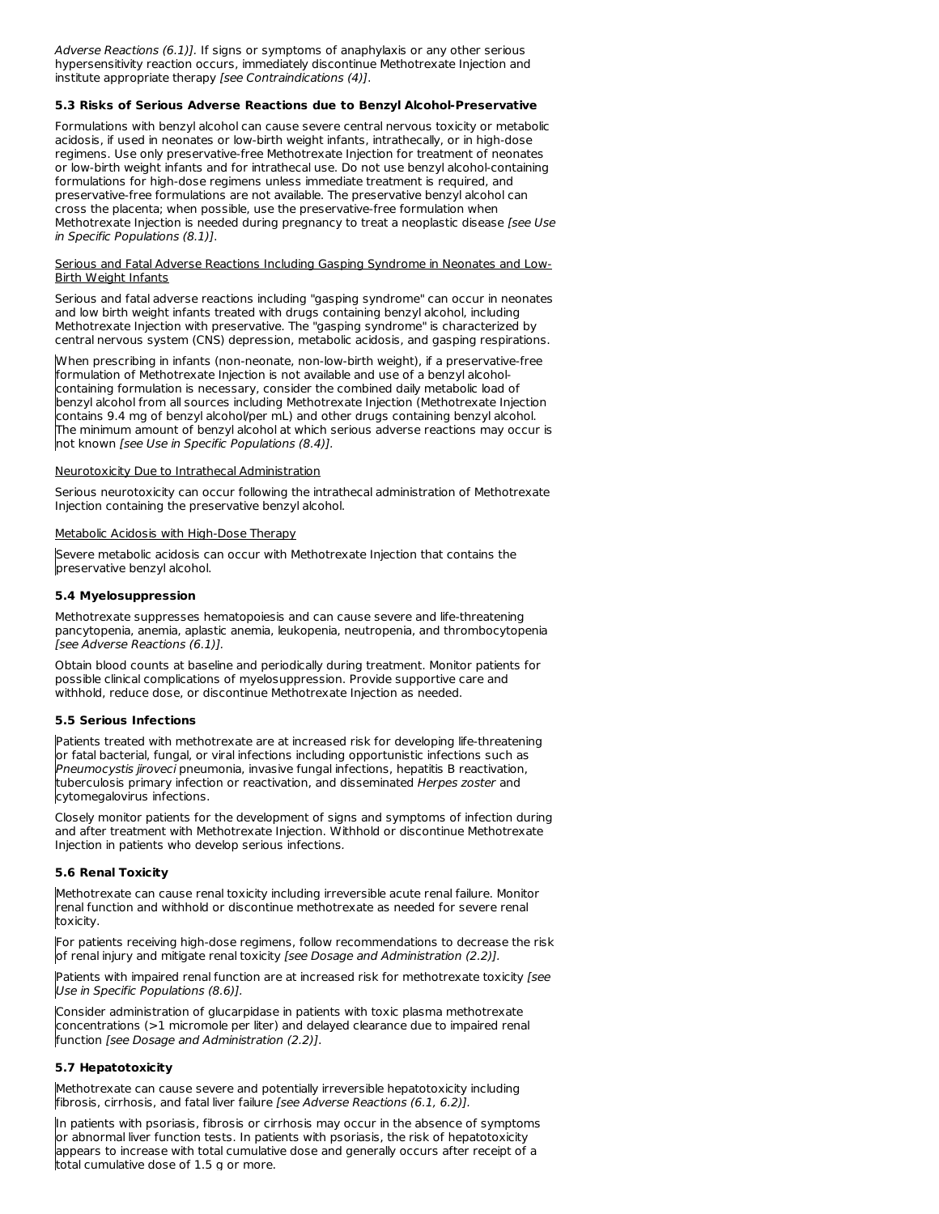*Adverse Reactions (6.1)]*. If signs or symptoms of anaphylaxis or any other serious hypersensitivity reaction occurs, immediately discontinue Methotrexate Injection and institute appropriate therapy *[see Contraindications (4)]*.

### 5.3 Risks of Serious Adverse Reactions due to Benzyl Alcohol-Preservative

Formulations with benzyl alcohol can cause severe central nervous toxicity or metabolic acidosis, if used in neonates or low-birth weight infants, intrathecally, or in high-dose regimens. Use only preservative-free Methotrexate Injection for treatment of neonates or low-birth weight infants and for intrathecal use. Do not use benzyl alcohol-containing formulations for high-dose regimens unless immediate treatment is required, and preservative-free formulations are not available. The preservative benzyl alcohol can cross the placenta; when possible, use the preservative-free formulation when Methotrexate Injection is needed during pregnancy to treat a neoplastic disease *[see Use in Specific Populations (8.1)]*.

Serious and Fatal Adverse Reactions Including Gasping Syndrome in Neonates and Low-Birth Weight Infants

Serious and fatal adverse reactions including "gasping syndrome" can occur in neonates and low birth weight infants treated with drugs containing benzyl alcohol, including Methotrexate Injection with preservative. The "gasping syndrome" is characterized by central nervous system (CNS) depression, metabolic acidosis, and gasping respirations.

When prescribing in infants (non-neonate, non-low-birth weight), if a preservative-free formulation of Methotrexate Injection is not available and use of a benzyl alcohol-containing formulation is necessary, consider the combined daily metabolic load of benzyl alcohol from all sources including Methotrexate Injection (Methotrexate Injection contains 9.4 mg of benzyl alcohol/per mL) and other drugs containing benzyl alcohol. The minimum amount of benzyl alcohol at which serious adverse reactions may occur is not known *[see Use in Specific Populations (8.4)]*.

Neurotoxicity Due to Intrathecal Administration

Serious neurotoxicity can occur following the intrathecal administration of Methotrexate Injection containing the preservative benzyl alcohol.

Metabolic Acidosis with High-Dose Therapy

Severe metabolic acidosis can occur with Methotrexate Injection that contains the preservative benzyl alcohol.

### 5.4 Myelosuppression

Methotrexate suppresses hematopoiesis and can cause severe and life-threatening pancytopenia, anemia, aplastic anemia, leukopenia, neutropenia, and thrombocytopenia *[see Adverse Reactions (6.1)]*.

Obtain blood counts at baseline and periodically during treatment. Monitor patients for possible clinical complications of myelosuppression. Provide supportive care and withhold, reduce dose, or discontinue Methotrexate Injection as needed.

### 5.5 Serious Infections

Patients treated with methotrexate are at increased risk for developing life-threatening or fatal bacterial, fungal, or viral infections including opportunistic infections such as *Pneumocystis jiroveci* pneumonia, invasive fungal infections, hepatitis B reactivation, tuberculosis primary infection or reactivation, and disseminated *Herpes zoster* and cytomegalovirus infections.

Closely monitor patients for the development of signs and symptoms of infection during and after treatment with Methotrexate Injection. Withhold or discontinue Methotrexate Injection in patients who develop serious infections.

### 5.6 Renal Toxicity

Methotrexate can cause renal toxicity including irreversible acute renal failure. Monitor renal function and withhold or discontinue methotrexate as needed for severe renal toxicity.

For patients receiving high-dose regimens, follow recommendations to decrease the risk of renal injury and mitigate renal toxicity *[see Dosage and Administration (2.2)]*.

Patients with impaired renal function are at increased risk for methotrexate toxicity *[see Use in Specific Populations (8.6)]*.

Consider administration of glucarpidase in patients with toxic plasma methotrexate concentrations (>1 micromole per liter) and delayed clearance due to impaired renal function *[see Dosage and Administration (2.2)]*.

### 5.7 Hepatotoxicity

Methotrexate can cause severe and potentially irreversible hepatotoxicity including fibrosis, cirrhosis, and fatal liver failure *[see Adverse Reactions (6.1, 6.2)]*.

In patients with psoriasis, fibrosis or cirrhosis may occur in the absence of symptoms or abnormal liver function tests. In patients with psoriasis, the risk of hepatotoxicity appears to increase with total cumulative dose and generally occurs after receipt of a total cumulative dose of 1.5 g or more.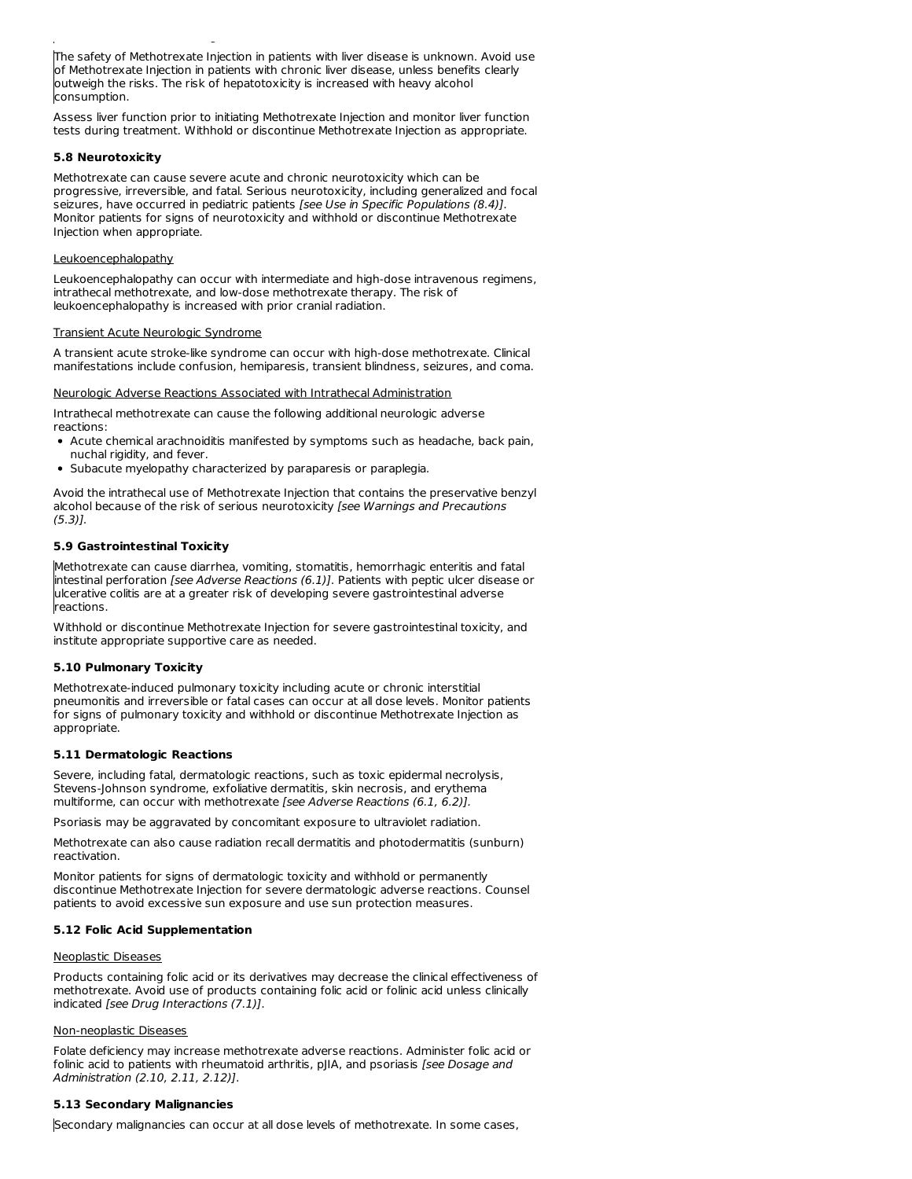The safety of Methotrexate Injection in patients with liver disease is unknown. Avoid use of Methotrexate Injection in patients with chronic liver disease, unless benefits clearly outweigh the risks. The risk of hepatotoxicity is increased with heavy alcohol consumption.

Assess liver function prior to initiating Methotrexate Injection and monitor liver function tests during treatment. Withhold or discontinue Methotrexate Injection as appropriate.

### 5.8 Neurotoxicity

Methotrexate can cause severe acute and chronic neurotoxicity which can be progressive, irreversible, and fatal. Serious neurotoxicity, including generalized and focal seizures, have occurred in pediatric patients *[see Use in Specific Populations (8.4)]*. Monitor patients for signs of neurotoxicity and withhold or discontinue Methotrexate Injection when appropriate.

Leukoencephalopathy

Leukoencephalopathy can occur with intermediate and high-dose intravenous regimens, intrathecal methotrexate, and low-dose methotrexate therapy. The risk of leukoencephalopathy is increased with prior cranial radiation.

Transient Acute Neurologic Syndrome

A transient acute stroke-like syndrome can occur with high-dose methotrexate. Clinical manifestations include confusion, hemiparesis, transient blindness, seizures, and coma.

Neurologic Adverse Reactions Associated with Intrathecal Administration

Intrathecal methotrexate can cause the following additional neurologic adverse reactions:

- Acute chemical arachnoiditis manifested by symptoms such as headache, back pain, nuchal rigidity, and fever.
- Subacute myelopathy characterized by paraparesis or paraplegia.

Avoid the intrathecal use of Methotrexate Injection that contains the preservative benzyl alcohol because of the risk of serious neurotoxicity *[see Warnings and Precautions (5.3)]*.

### 5.9 Gastrointestinal Toxicity

Methotrexate can cause diarrhea, vomiting, stomatitis, hemorrhagic enteritis and fatal intestinal perforation *[see Adverse Reactions (6.1)]*. Patients with peptic ulcer disease or ulcerative colitis are at a greater risk of developing severe gastrointestinal adverse reactions.

Withhold or discontinue Methotrexate Injection for severe gastrointestinal toxicity, and institute appropriate supportive care as needed.

### 5.10 Pulmonary Toxicity

Methotrexate-induced pulmonary toxicity including acute or chronic interstitial pneumonitis and irreversible or fatal cases can occur at all dose levels. Monitor patients for signs of pulmonary toxicity and withhold or discontinue Methotrexate Injection as appropriate.

### 5.11 Dermatologic Reactions

Severe, including fatal, dermatologic reactions, such as toxic epidermal necrolysis, Stevens-Johnson syndrome, exfoliative dermatitis, skin necrosis, and erythema multiforme, can occur with methotrexate *[see Adverse Reactions (6.1, 6.2)]*.

Psoriasis may be aggravated by concomitant exposure to ultraviolet radiation.

Methotrexate can also cause radiation recall dermatitis and photodermatitis (sunburn) reactivation.

Monitor patients for signs of dermatologic toxicity and withhold or permanently discontinue Methotrexate Injection for severe dermatologic adverse reactions. Counsel patients to avoid excessive sun exposure and use sun protection measures.

### 5.12 Folic Acid Supplementation

Neoplastic Diseases

Products containing folic acid or its derivatives may decrease the clinical effectiveness of methotrexate. Avoid use of products containing folic acid or folinic acid unless clinically indicated *[see Drug Interactions (7.1)]*.

Non-neoplastic Diseases

Folate deficiency may increase methotrexate adverse reactions. Administer folic acid or folinic acid to patients with rheumatoid arthritis, pJIA, and psoriasis *[see Dosage and Administration (2.10, 2.11, 2.12)]*.

### 5.13 Secondary Malignancies

Secondary malignancies can occur at all dose levels of methotrexate. In some cases,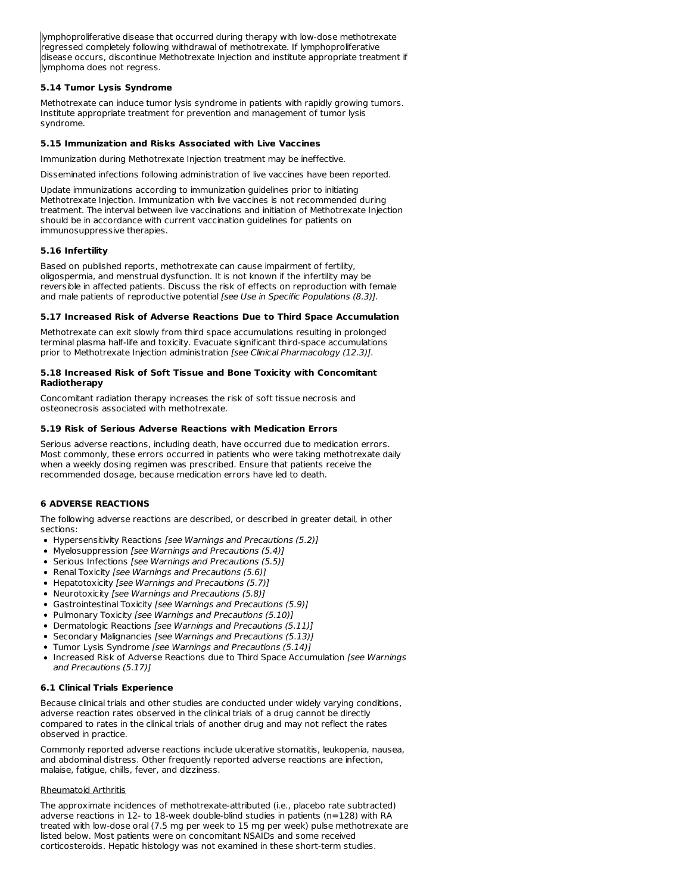lymphoproliferative disease that occurred during therapy with low-dose methotrexate regressed completely following withdrawal of methotrexate. If lymphoproliferative disease occurs, discontinue Methotrexate Injection and institute appropriate treatment if lymphoma does not regress.

### 5.14 Tumor Lysis Syndrome

Methotrexate can induce tumor lysis syndrome in patients with rapidly growing tumors. Institute appropriate treatment for prevention and management of tumor lysis syndrome.

### 5.15 Immunization and Risks Associated with Live Vaccines

Immunization during Methotrexate Injection treatment may be ineffective.

Disseminated infections following administration of live vaccines have been reported.

Update immunizations according to immunization guidelines prior to initiating Methotrexate Injection. Immunization with live vaccines is not recommended during treatment. The interval between live vaccinations and initiation of Methotrexate Injection should be in accordance with current vaccination guidelines for patients on immunosuppressive therapies.

### 5.16 Infertility

Based on published reports, methotrexate can cause impairment of fertility, oligospermia, and menstrual dysfunction. It is not known if the infertility may be reversible in affected patients. Discuss the risk of effects on reproduction with female and male patients of reproductive potential *[see Use in Specific Populations (8.3)]*.

### 5.17 Increased Risk of Adverse Reactions Due to Third Space Accumulation

Methotrexate can exit slowly from third space accumulations resulting in prolonged terminal plasma half-life and toxicity. Evacuate significant third-space accumulations prior to Methotrexate Injection administration *[see Clinical Pharmacology (12.3)]*.

### 5.18 Increased Risk of Soft Tissue and Bone Toxicity with Concomitant Radiotherapy

Concomitant radiation therapy increases the risk of soft tissue necrosis and osteonecrosis associated with methotrexate.

### 5.19 Risk of Serious Adverse Reactions with Medication Errors

Serious adverse reactions, including death, have occurred due to medication errors. Most commonly, these errors occurred in patients who were taking methotrexate daily when a weekly dosing regimen was prescribed. Ensure that patients receive the recommended dosage, because medication errors have led to death.

## 6 ADVERSE REACTIONS

The following adverse reactions are described, or described in greater detail, in other sections:

- Hypersensitivity Reactions *[see Warnings and Precautions (5.2)]*
- Myelosuppression *[see Warnings and Precautions (5.4)]*
- Serious Infections *[see Warnings and Precautions (5.5)]*
- Renal Toxicity *[see Warnings and Precautions (5.6)]*
- Hepatotoxicity *[see Warnings and Precautions (5.7)]*
- Neurotoxicity *[see Warnings and Precautions (5.8)]*
- Gastrointestinal Toxicity *[see Warnings and Precautions (5.9)]*
- Pulmonary Toxicity *[see Warnings and Precautions (5.10)]*
- Dermatologic Reactions *[see Warnings and Precautions (5.11)]*
- Secondary Malignancies *[see Warnings and Precautions (5.13)]*
- Tumor Lysis Syndrome *[see Warnings and Precautions (5.14)]*
- Increased Risk of Adverse Reactions due to Third Space Accumulation *[see Warnings and Precautions (5.17)]*

### 6.1 Clinical Trials Experience

Because clinical trials and other studies are conducted under widely varying conditions, adverse reaction rates observed in the clinical trials of a drug cannot be directly compared to rates in the clinical trials of another drug and may not reflect the rates observed in practice.

Commonly reported adverse reactions include ulcerative stomatitis, leukopenia, nausea, and abdominal distress. Other frequently reported adverse reactions are infection, malaise, fatigue, chills, fever, and dizziness.

Rheumatoid Arthritis

The approximate incidences of methotrexate-attributed (i.e., placebo rate subtracted) adverse reactions in 12- to 18-week double-blind studies in patients (n=128) with RA treated with low-dose oral (7.5 mg per week to 15 mg per week) pulse methotrexate are listed below. Most patients were on concomitant NSAIDs and some received corticosteroids. Hepatic histology was not examined in these short-term studies.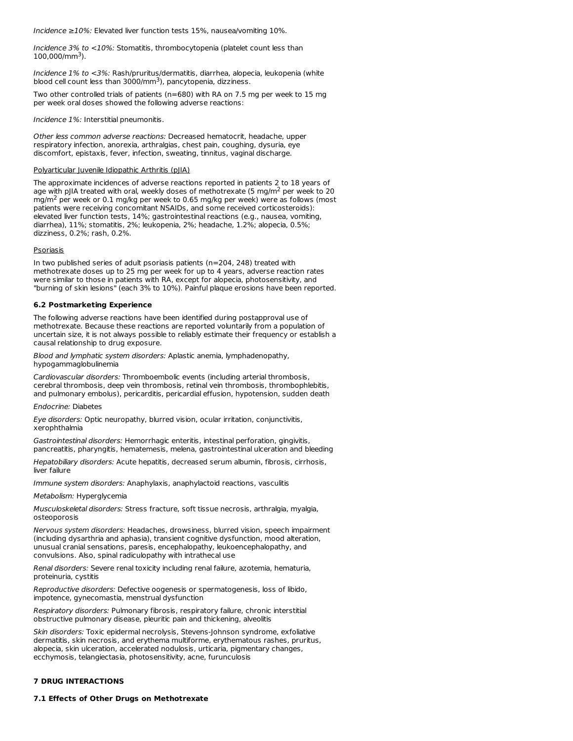*Incidence ≥10%:* Elevated liver function tests 15%, nausea/vomiting 10%.

*Incidence 3% to <10%:* Stomatitis, thrombocytopenia (platelet count less than 100,000/mm$^3$).

*Incidence 1% to <3%:* Rash/pruritus/dermatitis, diarrhea, alopecia, leukopenia (white blood cell count less than 3000/mm$^3$), pancytopenia, dizziness.

Two other controlled trials of patients (n=680) with RA on 7.5 mg per week to 15 mg per week oral doses showed the following adverse reactions:

*Incidence 1%:* Interstitial pneumonitis.

*Other less common adverse reactions:* Decreased hematocrit, headache, upper respiratory infection, anorexia, arthralgias, chest pain, coughing, dysuria, eye discomfort, epistaxis, fever, infection, sweating, tinnitus, vaginal discharge.

Polyarticular Juvenile Idiopathic Arthritis (pJIA)

The approximate incidences of adverse reactions reported in patients 2 to 18 years of age with pJIA treated with oral, weekly doses of methotrexate (5 mg/m$^2$ per week to 20 mg/m$^2$ per week or 0.1 mg/kg per week to 0.65 mg/kg per week) were as follows (most patients were receiving concomitant NSAIDs, and some received corticosteroids): elevated liver function tests, 14%; gastrointestinal reactions (e.g., nausea, vomiting, diarrhea), 11%; stomatitis, 2%; leukopenia, 2%; headache, 1.2%; alopecia, 0.5%; dizziness, 0.2%; rash, 0.2%.

Psoriasis

In two published series of adult psoriasis patients (n=204, 248) treated with methotrexate doses up to 25 mg per week for up to 4 years, adverse reaction rates were similar to those in patients with RA, except for alopecia, photosensitivity, and "burning of skin lesions" (each 3% to 10%). Painful plaque erosions have been reported.

### 6.2 Postmarketing Experience

The following adverse reactions have been identified during postapproval use of methotrexate. Because these reactions are reported voluntarily from a population of uncertain size, it is not always possible to reliably estimate their frequency or establish a causal relationship to drug exposure.

*Blood and lymphatic system disorders:* Aplastic anemia, lymphadenopathy, hypogammaglobulinemia

*Cardiovascular disorders:* Thromboembolic events (including arterial thrombosis, cerebral thrombosis, deep vein thrombosis, retinal vein thrombosis, thrombophlebitis, and pulmonary embolus), pericarditis, pericardial effusion, hypotension, sudden death

*Endocrine:* Diabetes

*Eye disorders:* Optic neuropathy, blurred vision, ocular irritation, conjunctivitis, xerophthalmia

*Gastrointestinal disorders:* Hemorrhagic enteritis, intestinal perforation, gingivitis, pancreatitis, pharyngitis, hematemesis, melena, gastrointestinal ulceration and bleeding

*Hepatobiliary disorders:* Acute hepatitis, decreased serum albumin, fibrosis, cirrhosis, liver failure

*Immune system disorders:* Anaphylaxis, anaphylactoid reactions, vasculitis

*Metabolism:* Hyperglycemia

*Musculoskeletal disorders:* Stress fracture, soft tissue necrosis, arthralgia, myalgia, osteoporosis

*Nervous system disorders:* Headaches, drowsiness, blurred vision, speech impairment (including dysarthria and aphasia), transient cognitive dysfunction, mood alteration, unusual cranial sensations, paresis, encephalopathy, leukoencephalopathy, and convulsions. Also, spinal radiculopathy with intrathecal use

*Renal disorders:* Severe renal toxicity including renal failure, azotemia, hematuria, proteinuria, cystitis

*Reproductive disorders:* Defective oogenesis or spermatogenesis, loss of libido, impotence, gynecomastia, menstrual dysfunction

*Respiratory disorders:* Pulmonary fibrosis, respiratory failure, chronic interstitial obstructive pulmonary disease, pleuritic pain and thickening, alveolitis

*Skin disorders:* Toxic epidermal necrolysis, Stevens-Johnson syndrome, exfoliative dermatitis, skin necrosis, and erythema multiforme, erythematous rashes, pruritus, alopecia, skin ulceration, accelerated nodulosis, urticaria, pigmentary changes, ecchymosis, telangiectasia, photosensitivity, acne, furunculosis

## 7 DRUG INTERACTIONS

### 7.1 Effects of Other Drugs on Methotrexate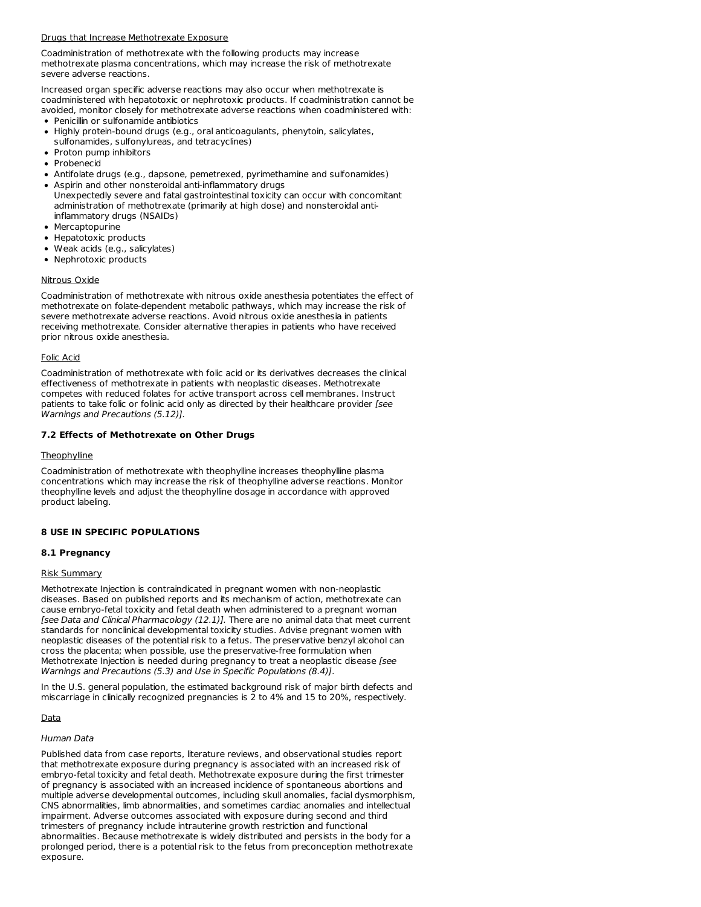Drugs that Increase Methotrexate Exposure

Coadministration of methotrexate with the following products may increase methotrexate plasma concentrations, which may increase the risk of methotrexate severe adverse reactions.

Increased organ specific adverse reactions may also occur when methotrexate is coadministered with hepatotoxic or nephrotoxic products. If coadministration cannot be avoided, monitor closely for methotrexate adverse reactions when coadministered with:

- Penicillin or sulfonamide antibiotics
- Highly protein-bound drugs (e.g., oral anticoagulants, phenytoin, salicylates, sulfonamides, sulfonylureas, and tetracyclines)
- Proton pump inhibitors
- Probenecid
- Antifolate drugs (e.g., dapsone, pemetrexed, pyrimethamine and sulfonamides)
- Aspirin and other nonsteroidal anti-inflammatory drugs
  Unexpectedly severe and fatal gastrointestinal toxicity can occur with concomitant administration of methotrexate (primarily at high dose) and nonsteroidal anti-inflammatory drugs (NSAIDs)
- Mercaptopurine
- Hepatotoxic products
- Weak acids (e.g., salicylates)
- Nephrotoxic products

Nitrous Oxide

Coadministration of methotrexate with nitrous oxide anesthesia potentiates the effect of methotrexate on folate-dependent metabolic pathways, which may increase the risk of severe methotrexate adverse reactions. Avoid nitrous oxide anesthesia in patients receiving methotrexate. Consider alternative therapies in patients who have received prior nitrous oxide anesthesia.

Folic Acid

Coadministration of methotrexate with folic acid or its derivatives decreases the clinical effectiveness of methotrexate in patients with neoplastic diseases. Methotrexate competes with reduced folates for active transport across cell membranes. Instruct patients to take folic or folinic acid only as directed by their healthcare provider *[see Warnings and Precautions (5.12)]*.

### 7.2 Effects of Methotrexate on Other Drugs

Theophylline

Coadministration of methotrexate with theophylline increases theophylline plasma concentrations which may increase the risk of theophylline adverse reactions. Monitor theophylline levels and adjust the theophylline dosage in accordance with approved product labeling.

## 8 USE IN SPECIFIC POPULATIONS

### 8.1 Pregnancy

Risk Summary

Methotrexate Injection is contraindicated in pregnant women with non-neoplastic diseases. Based on published reports and its mechanism of action, methotrexate can cause embryo-fetal toxicity and fetal death when administered to a pregnant woman *[see Data and Clinical Pharmacology (12.1)]*. There are no animal data that meet current standards for nonclinical developmental toxicity studies. Advise pregnant women with neoplastic diseases of the potential risk to a fetus. The preservative benzyl alcohol can cross the placenta; when possible, use the preservative-free formulation when Methotrexate Injection is needed during pregnancy to treat a neoplastic disease *[see Warnings and Precautions (5.3) and Use in Specific Populations (8.4)]*.

In the U.S. general population, the estimated background risk of major birth defects and miscarriage in clinically recognized pregnancies is 2 to 4% and 15 to 20%, respectively.

Data

*Human Data*

Published data from case reports, literature reviews, and observational studies report that methotrexate exposure during pregnancy is associated with an increased risk of embryo-fetal toxicity and fetal death. Methotrexate exposure during the first trimester of pregnancy is associated with an increased incidence of spontaneous abortions and multiple adverse developmental outcomes, including skull anomalies, facial dysmorphism, CNS abnormalities, limb abnormalities, and sometimes cardiac anomalies and intellectual impairment. Adverse outcomes associated with exposure during second and third trimesters of pregnancy include intrauterine growth restriction and functional abnormalities. Because methotrexate is widely distributed and persists in the body for a prolonged period, there is a potential risk to the fetus from preconception methotrexate exposure.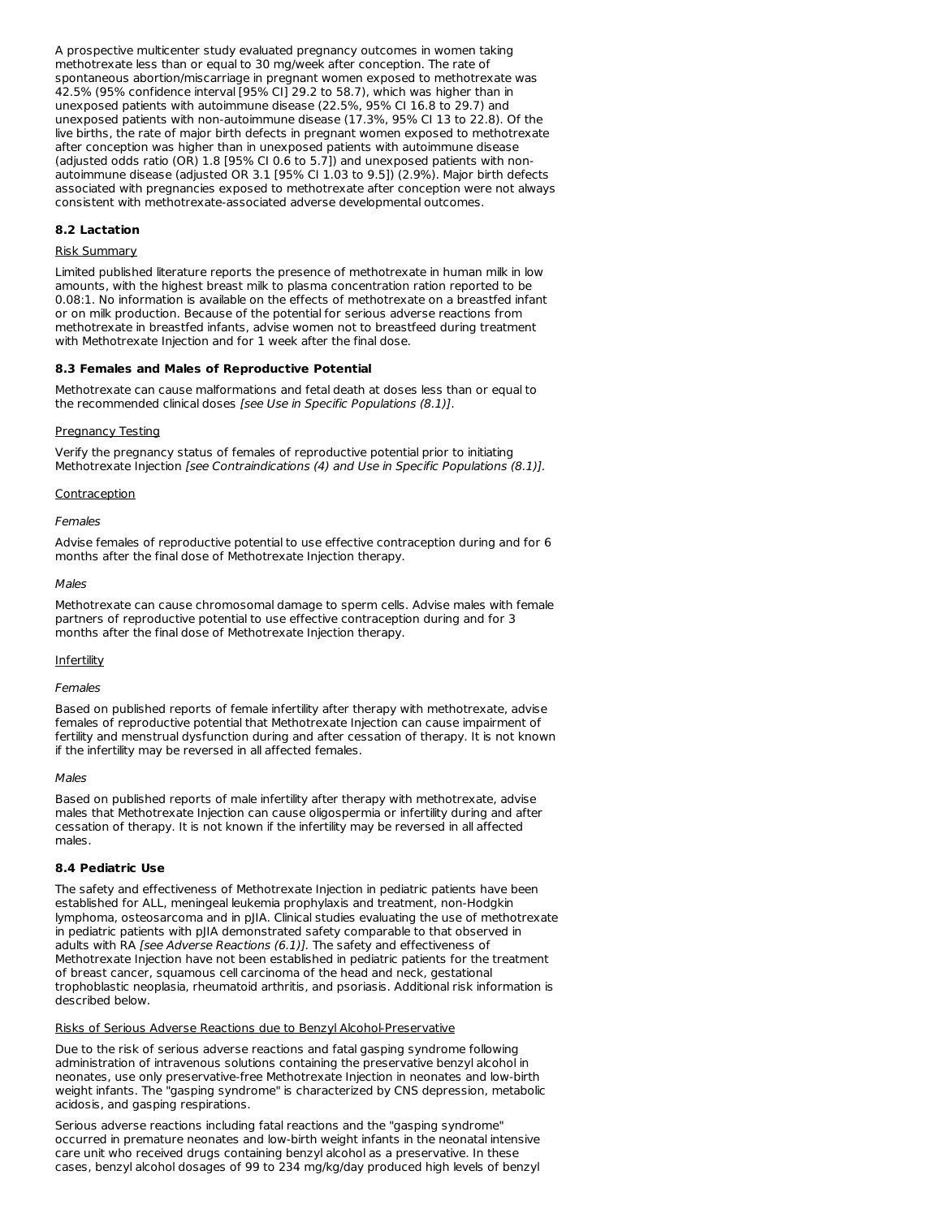A prospective multicenter study evaluated pregnancy outcomes in women taking methotrexate less than or equal to 30 mg/week after conception. The rate of spontaneous abortion/miscarriage in pregnant women exposed to methotrexate was 42.5% (95% confidence interval [95% CI] 29.2 to 58.7), which was higher than in unexposed patients with autoimmune disease (22.5%, 95% CI 16.8 to 29.7) and unexposed patients with non-autoimmune disease (17.3%, 95% CI 13 to 22.8). Of the live births, the rate of major birth defects in pregnant women exposed to methotrexate after conception was higher than in unexposed patients with autoimmune disease (adjusted odds ratio (OR) 1.8 [95% CI 0.6 to 5.7]) and unexposed patients with non-autoimmune disease (adjusted OR 3.1 [95% CI 1.03 to 9.5]) (2.9%). Major birth defects associated with pregnancies exposed to methotrexate after conception were not always consistent with methotrexate-associated adverse developmental outcomes.

### 8.2 Lactation

Risk Summary

Limited published literature reports the presence of methotrexate in human milk in low amounts, with the highest breast milk to plasma concentration ration reported to be 0.08:1. No information is available on the effects of methotrexate on a breastfed infant or on milk production. Because of the potential for serious adverse reactions from methotrexate in breastfed infants, advise women not to breastfeed during treatment with Methotrexate Injection and for 1 week after the final dose.

### 8.3 Females and Males of Reproductive Potential

Methotrexate can cause malformations and fetal death at doses less than or equal to the recommended clinical doses *[see Use in Specific Populations (8.1)]*.

Pregnancy Testing

Verify the pregnancy status of females of reproductive potential prior to initiating Methotrexate Injection *[see Contraindications (4) and Use in Specific Populations (8.1)]*.

Contraception

*Females*

Advise females of reproductive potential to use effective contraception during and for 6 months after the final dose of Methotrexate Injection therapy.

*Males*

Methotrexate can cause chromosomal damage to sperm cells. Advise males with female partners of reproductive potential to use effective contraception during and for 3 months after the final dose of Methotrexate Injection therapy.

Infertility

*Females*

Based on published reports of female infertility after therapy with methotrexate, advise females of reproductive potential that Methotrexate Injection can cause impairment of fertility and menstrual dysfunction during and after cessation of therapy. It is not known if the infertility may be reversed in all affected females.

*Males*

Based on published reports of male infertility after therapy with methotrexate, advise males that Methotrexate Injection can cause oligospermia or infertility during and after cessation of therapy. It is not known if the infertility may be reversed in all affected males.

### 8.4 Pediatric Use

The safety and effectiveness of Methotrexate Injection in pediatric patients have been established for ALL, meningeal leukemia prophylaxis and treatment, non-Hodgkin lymphoma, osteosarcoma and in pJIA. Clinical studies evaluating the use of methotrexate in pediatric patients with pJIA demonstrated safety comparable to that observed in adults with RA *[see Adverse Reactions (6.1)]*. The safety and effectiveness of Methotrexate Injection have not been established in pediatric patients for the treatment of breast cancer, squamous cell carcinoma of the head and neck, gestational trophoblastic neoplasia, rheumatoid arthritis, and psoriasis. Additional risk information is described below.

Risks of Serious Adverse Reactions due to Benzyl Alcohol-Preservative

Due to the risk of serious adverse reactions and fatal gasping syndrome following administration of intravenous solutions containing the preservative benzyl alcohol in neonates, use only preservative-free Methotrexate Injection in neonates and low-birth weight infants. The "gasping syndrome" is characterized by CNS depression, metabolic acidosis, and gasping respirations.

Serious adverse reactions including fatal reactions and the "gasping syndrome" occurred in premature neonates and low-birth weight infants in the neonatal intensive care unit who received drugs containing benzyl alcohol as a preservative. In these cases, benzyl alcohol dosages of 99 to 234 mg/kg/day produced high levels of benzyl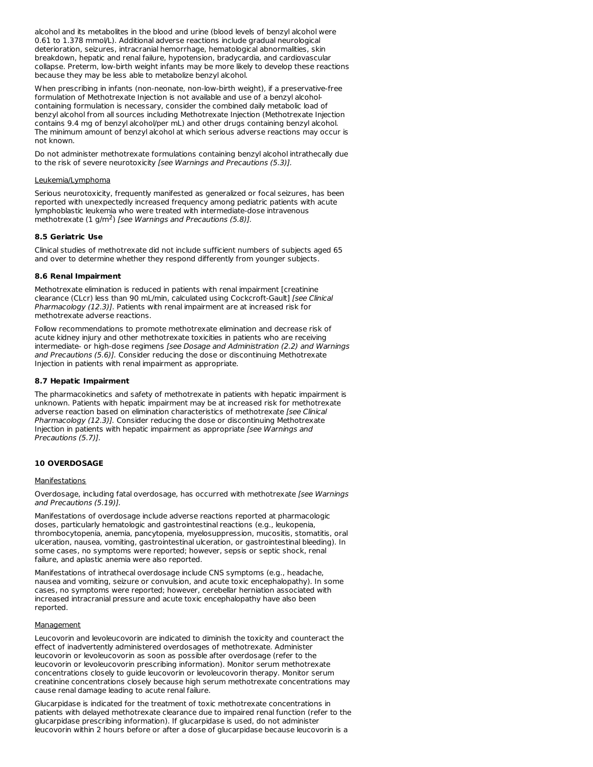alcohol and its metabolites in the blood and urine (blood levels of benzyl alcohol were 0.61 to 1.378 mmol/L). Additional adverse reactions include gradual neurological deterioration, seizures, intracranial hemorrhage, hematological abnormalities, skin breakdown, hepatic and renal failure, hypotension, bradycardia, and cardiovascular collapse. Preterm, low-birth weight infants may be more likely to develop these reactions because they may be less able to metabolize benzyl alcohol.

When prescribing in infants (non-neonate, non-low-birth weight), if a preservative-free formulation of Methotrexate Injection is not available and use of a benzyl alcohol-containing formulation is necessary, consider the combined daily metabolic load of benzyl alcohol from all sources including Methotrexate Injection (Methotrexate Injection contains 9.4 mg of benzyl alcohol/per mL) and other drugs containing benzyl alcohol. The minimum amount of benzyl alcohol at which serious adverse reactions may occur is not known.

Do not administer methotrexate formulations containing benzyl alcohol intrathecally due to the risk of severe neurotoxicity *[see Warnings and Precautions (5.3)]*.

Leukemia/Lymphoma

Serious neurotoxicity, frequently manifested as generalized or focal seizures, has been reported with unexpectedly increased frequency among pediatric patients with acute lymphoblastic leukemia who were treated with intermediate-dose intravenous methotrexate (1 g/$m^2$) *[see Warnings and Precautions (5.8)]*.

### 8.5 Geriatric Use

Clinical studies of methotrexate did not include sufficient numbers of subjects aged 65 and over to determine whether they respond differently from younger subjects.

### 8.6 Renal Impairment

Methotrexate elimination is reduced in patients with renal impairment [creatinine clearance (CLcr) less than 90 mL/min, calculated using Cockcroft-Gault] *[see Clinical Pharmacology (12.3)]*. Patients with renal impairment are at increased risk for methotrexate adverse reactions.

Follow recommendations to promote methotrexate elimination and decrease risk of acute kidney injury and other methotrexate toxicities in patients who are receiving intermediate- or high-dose regimens *[see Dosage and Administration (2.2) and Warnings and Precautions (5.6)]*. Consider reducing the dose or discontinuing Methotrexate Injection in patients with renal impairment as appropriate.

### 8.7 Hepatic Impairment

The pharmacokinetics and safety of methotrexate in patients with hepatic impairment is unknown. Patients with hepatic impairment may be at increased risk for methotrexate adverse reaction based on elimination characteristics of methotrexate *[see Clinical Pharmacology (12.3)]*. Consider reducing the dose or discontinuing Methotrexate Injection in patients with hepatic impairment as appropriate *[see Warnings and Precautions (5.7)]*.

## 10 OVERDOSAGE

Manifestations

Overdosage, including fatal overdosage, has occurred with methotrexate *[see Warnings and Precautions (5.19)]*.

Manifestations of overdosage include adverse reactions reported at pharmacologic doses, particularly hematologic and gastrointestinal reactions (e.g., leukopenia, thrombocytopenia, anemia, pancytopenia, myelosuppression, mucositis, stomatitis, oral ulceration, nausea, vomiting, gastrointestinal ulceration, or gastrointestinal bleeding). In some cases, no symptoms were reported; however, sepsis or septic shock, renal failure, and aplastic anemia were also reported.

Manifestations of intrathecal overdosage include CNS symptoms (e.g., headache, nausea and vomiting, seizure or convulsion, and acute toxic encephalopathy). In some cases, no symptoms were reported; however, cerebellar herniation associated with increased intracranial pressure and acute toxic encephalopathy have also been reported.

Management

Leucovorin and levoleucovorin are indicated to diminish the toxicity and counteract the effect of inadvertently administered overdosages of methotrexate. Administer leucovorin or levoleucovorin as soon as possible after overdosage (refer to the leucovorin or levoleucovorin prescribing information). Monitor serum methotrexate concentrations closely to guide leucovorin or levoleucovorin therapy. Monitor serum creatinine concentrations closely because high serum methotrexate concentrations may cause renal damage leading to acute renal failure.

Glucarpidase is indicated for the treatment of toxic methotrexate concentrations in patients with delayed methotrexate clearance due to impaired renal function (refer to the glucarpidase prescribing information). If glucarpidase is used, do not administer leucovorin within 2 hours before or after a dose of glucarpidase because leucovorin is a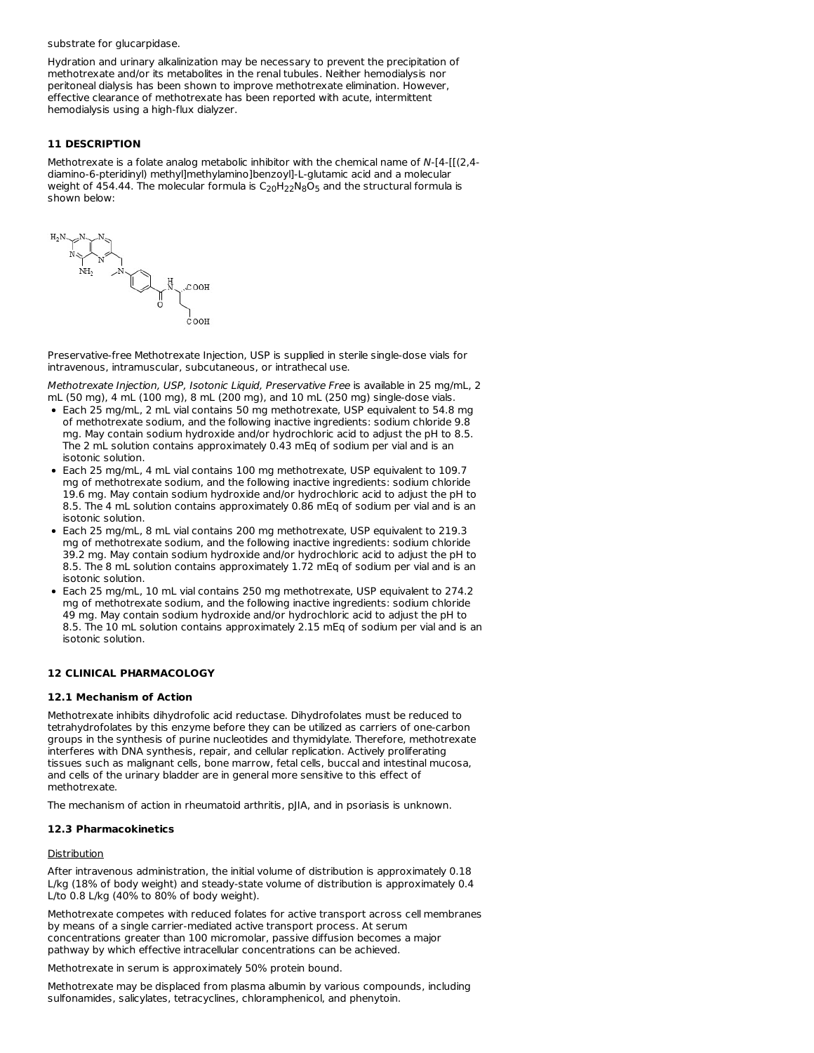substrate for glucarpidase.

Hydration and urinary alkalinization may be necessary to prevent the precipitation of methotrexate and/or its metabolites in the renal tubules. Neither hemodialysis nor peritoneal dialysis has been shown to improve methotrexate elimination. However, effective clearance of methotrexate has been reported with acute, intermittent hemodialysis using a high-flux dialyzer.

## 11 DESCRIPTION

Methotrexate is a folate analog metabolic inhibitor with the chemical name of *N*-[4-[[(2,4-diamino-6-pteridinyl) methyl]methylamino]benzoyl]-L-glutamic acid and a molecular weight of 454.44. The molecular formula is $C_{20}H_{22}N_8O_5$ and the structural formula is shown below:

Preservative-free Methotrexate Injection, USP is supplied in sterile single-dose vials for intravenous, intramuscular, subcutaneous, or intrathecal use.

*Methotrexate Injection, USP, Isotonic Liquid, Preservative Free* is available in 25 mg/mL, 2 mL (50 mg), 4 mL (100 mg), 8 mL (200 mg), and 10 mL (250 mg) single-dose vials.

- Each 25 mg/mL, 2 mL vial contains 50 mg methotrexate, USP equivalent to 54.8 mg of methotrexate sodium, and the following inactive ingredients: sodium chloride 9.8 mg. May contain sodium hydroxide and/or hydrochloric acid to adjust the pH to 8.5. The 2 mL solution contains approximately 0.43 mEq of sodium per vial and is an isotonic solution.
- Each 25 mg/mL, 4 mL vial contains 100 mg methotrexate, USP equivalent to 109.7 mg of methotrexate sodium, and the following inactive ingredients: sodium chloride 19.6 mg. May contain sodium hydroxide and/or hydrochloric acid to adjust the pH to 8.5. The 4 mL solution contains approximately 0.86 mEq of sodium per vial and is an isotonic solution.
- Each 25 mg/mL, 8 mL vial contains 200 mg methotrexate, USP equivalent to 219.3 mg of methotrexate sodium, and the following inactive ingredients: sodium chloride 39.2 mg. May contain sodium hydroxide and/or hydrochloric acid to adjust the pH to 8.5. The 8 mL solution contains approximately 1.72 mEq of sodium per vial and is an isotonic solution.
- Each 25 mg/mL, 10 mL vial contains 250 mg methotrexate, USP equivalent to 274.2 mg of methotrexate sodium, and the following inactive ingredients: sodium chloride 49 mg. May contain sodium hydroxide and/or hydrochloric acid to adjust the pH to 8.5. The 10 mL solution contains approximately 2.15 mEq of sodium per vial and is an isotonic solution.

## 12 CLINICAL PHARMACOLOGY

### 12.1 Mechanism of Action

Methotrexate inhibits dihydrofolic acid reductase. Dihydrofolates must be reduced to tetrahydrofolates by this enzyme before they can be utilized as carriers of one-carbon groups in the synthesis of purine nucleotides and thymidylate. Therefore, methotrexate interferes with DNA synthesis, repair, and cellular replication. Actively proliferating tissues such as malignant cells, bone marrow, fetal cells, buccal and intestinal mucosa, and cells of the urinary bladder are in general more sensitive to this effect of methotrexate.

The mechanism of action in rheumatoid arthritis, pJIA, and in psoriasis is unknown.

### 12.3 Pharmacokinetics

Distribution

After intravenous administration, the initial volume of distribution is approximately 0.18 L/kg (18% of body weight) and steady-state volume of distribution is approximately 0.4 L/to 0.8 L/kg (40% to 80% of body weight).

Methotrexate competes with reduced folates for active transport across cell membranes by means of a single carrier-mediated active transport process. At serum concentrations greater than 100 micromolar, passive diffusion becomes a major pathway by which effective intracellular concentrations can be achieved.

Methotrexate in serum is approximately 50% protein bound.

Methotrexate may be displaced from plasma albumin by various compounds, including sulfonamides, salicylates, tetracyclines, chloramphenicol, and phenytoin.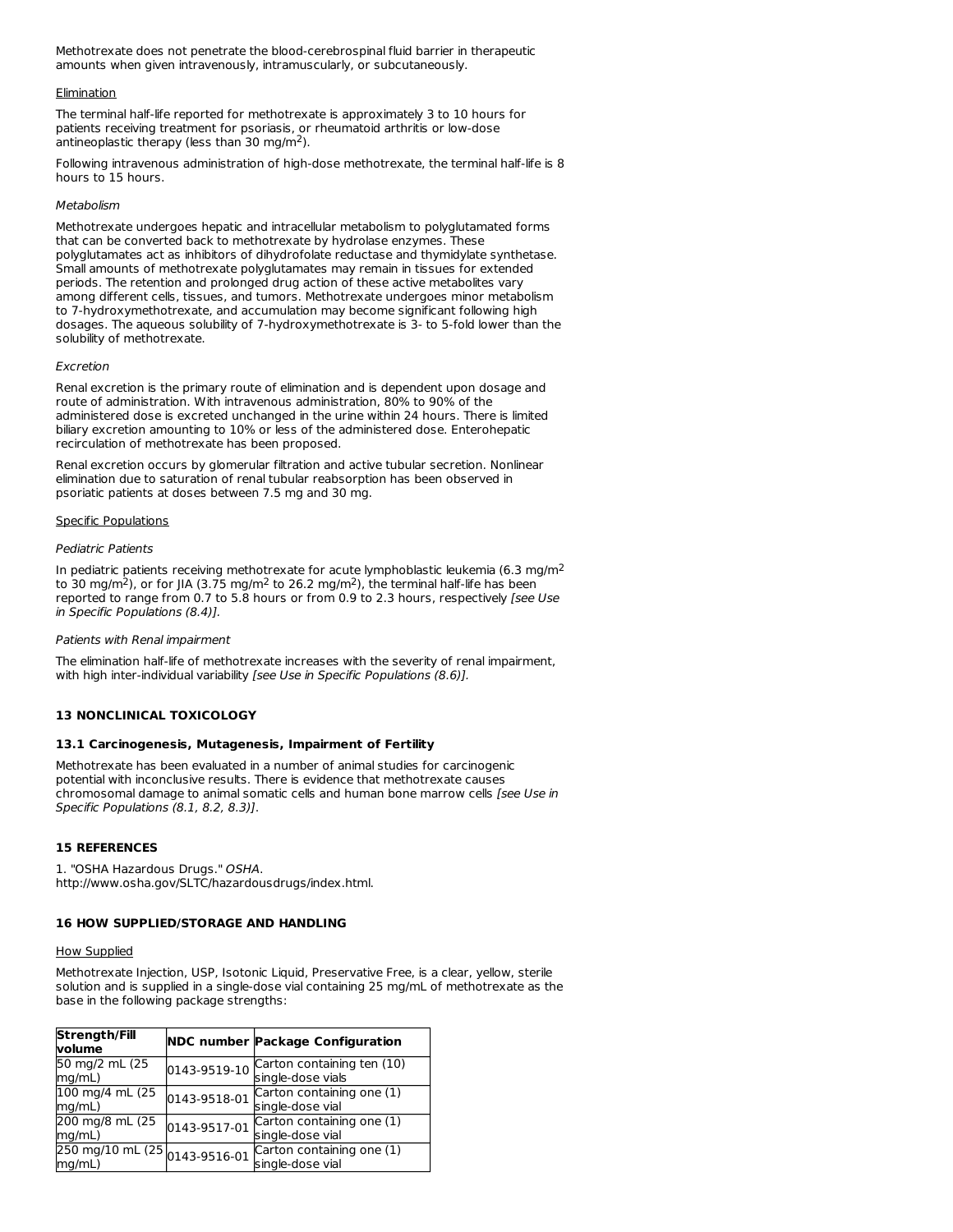Methotrexate does not penetrate the blood-cerebrospinal fluid barrier in therapeutic amounts when given intravenously, intramuscularly, or subcutaneously.

Elimination

The terminal half-life reported for methotrexate is approximately 3 to 10 hours for patients receiving treatment for psoriasis, or rheumatoid arthritis or low-dose antineoplastic therapy (less than 30 $mg/m^2$).

Following intravenous administration of high-dose methotrexate, the terminal half-life is 8 hours to 15 hours.

*Metabolism*

Methotrexate undergoes hepatic and intracellular metabolism to polyglutamated forms that can be converted back to methotrexate by hydrolase enzymes. These polyglutamates act as inhibitors of dihydrofolate reductase and thymidylate synthetase. Small amounts of methotrexate polyglutamates may remain in tissues for extended periods. The retention and prolonged drug action of these active metabolites vary among different cells, tissues, and tumors. Methotrexate undergoes minor metabolism to 7-hydroxymethotrexate, and accumulation may become significant following high dosages. The aqueous solubility of 7-hydroxymethotrexate is 3- to 5-fold lower than the solubility of methotrexate.

*Excretion*

Renal excretion is the primary route of elimination and is dependent upon dosage and route of administration. With intravenous administration, 80% to 90% of the administered dose is excreted unchanged in the urine within 24 hours. There is limited biliary excretion amounting to 10% or less of the administered dose. Enterohepatic recirculation of methotrexate has been proposed.

Renal excretion occurs by glomerular filtration and active tubular secretion. Nonlinear elimination due to saturation of renal tubular reabsorption has been observed in psoriatic patients at doses between 7.5 mg and 30 mg.

Specific Populations

*Pediatric Patients*

In pediatric patients receiving methotrexate for acute lymphoblastic leukemia (6.3 $mg/m^2$ to 30 $mg/m^2$), or for JIA (3.75 $mg/m^2$ to 26.2 $mg/m^2$), the terminal half-life has been reported to range from 0.7 to 5.8 hours or from 0.9 to 2.3 hours, respectively *[see Use in Specific Populations (8.4)]*.

*Patients with Renal impairment*

The elimination half-life of methotrexate increases with the severity of renal impairment, with high inter-individual variability *[see Use in Specific Populations (8.6)]*.

## 13 NONCLINICAL TOXICOLOGY

### 13.1 Carcinogenesis, Mutagenesis, Impairment of Fertility

Methotrexate has been evaluated in a number of animal studies for carcinogenic potential with inconclusive results. There is evidence that methotrexate causes chromosomal damage to animal somatic cells and human bone marrow cells *[see Use in Specific Populations (8.1, 8.2, 8.3)]*.

## 15 REFERENCES

1. "OSHA Hazardous Drugs." *OSHA*. http://www.osha.gov/SLTC/hazardousdrugs/index.html.

## 16 HOW SUPPLIED/STORAGE AND HANDLING

How Supplied

Methotrexate Injection, USP, Isotonic Liquid, Preservative Free, is a clear, yellow, sterile solution and is supplied in a single-dose vial containing 25 mg/mL of methotrexate as the base in the following package strengths:

| Strength/Fill volume | NDC number | Package Configuration |
|---|---|---|
| 50 mg/2 mL (25 mg/mL) | 0143-9519-10 | Carton containing ten (10) single-dose vials |
| 100 mg/4 mL (25 mg/mL) | 0143-9518-01 | Carton containing one (1) single-dose vial |
| 200 mg/8 mL (25 mg/mL) | 0143-9517-01 | Carton containing one (1) single-dose vial |
| 250 mg/10 mL (25 mg/mL) | 0143-9516-01 | Carton containing one (1) single-dose vial |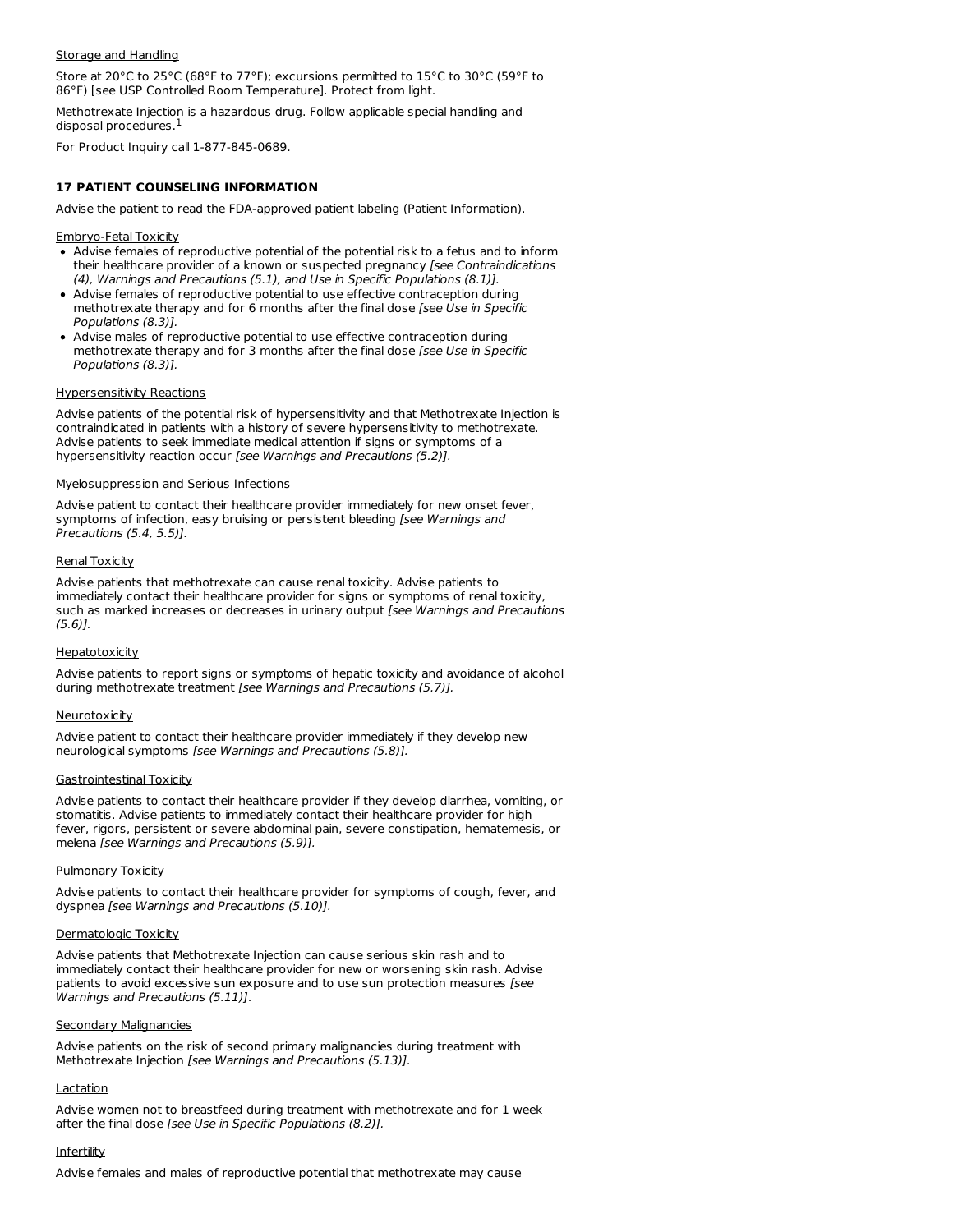Storage and Handling

Store at 20°C to 25°C (68°F to 77°F); excursions permitted to 15°C to 30°C (59°F to 86°F) [see USP Controlled Room Temperature]. Protect from light.

Methotrexate Injection is a hazardous drug. Follow applicable special handling and disposal procedures.[1]

For Product Inquiry call 1-877-845-0689.

## 17 PATIENT COUNSELING INFORMATION

Advise the patient to read the FDA-approved patient labeling (Patient Information).

Embryo-Fetal Toxicity

- Advise females of reproductive potential of the potential risk to a fetus and to inform their healthcare provider of a known or suspected pregnancy *[see Contraindications (4), Warnings and Precautions (5.1), and Use in Specific Populations (8.1)]*.
- Advise females of reproductive potential to use effective contraception during methotrexate therapy and for 6 months after the final dose *[see Use in Specific Populations (8.3)]*.
- Advise males of reproductive potential to use effective contraception during methotrexate therapy and for 3 months after the final dose *[see Use in Specific Populations (8.3)]*.

Hypersensitivity Reactions

Advise patients of the potential risk of hypersensitivity and that Methotrexate Injection is contraindicated in patients with a history of severe hypersensitivity to methotrexate. Advise patients to seek immediate medical attention if signs or symptoms of a hypersensitivity reaction occur *[see Warnings and Precautions (5.2)]*.

Myelosuppression and Serious Infections

Advise patient to contact their healthcare provider immediately for new onset fever, symptoms of infection, easy bruising or persistent bleeding *[see Warnings and Precautions (5.4, 5.5)]*.

Renal Toxicity

Advise patients that methotrexate can cause renal toxicity. Advise patients to immediately contact their healthcare provider for signs or symptoms of renal toxicity, such as marked increases or decreases in urinary output *[see Warnings and Precautions (5.6)]*.

Hepatotoxicity

Advise patients to report signs or symptoms of hepatic toxicity and avoidance of alcohol during methotrexate treatment *[see Warnings and Precautions (5.7)]*.

Neurotoxicity

Advise patient to contact their healthcare provider immediately if they develop new neurological symptoms *[see Warnings and Precautions (5.8)]*.

Gastrointestinal Toxicity

Advise patients to contact their healthcare provider if they develop diarrhea, vomiting, or stomatitis. Advise patients to immediately contact their healthcare provider for high fever, rigors, persistent or severe abdominal pain, severe constipation, hematemesis, or melena *[see Warnings and Precautions (5.9)]*.

Pulmonary Toxicity

Advise patients to contact their healthcare provider for symptoms of cough, fever, and dyspnea *[see Warnings and Precautions (5.10)]*.

Dermatologic Toxicity

Advise patients that Methotrexate Injection can cause serious skin rash and to immediately contact their healthcare provider for new or worsening skin rash. Advise patients to avoid excessive sun exposure and to use sun protection measures *[see Warnings and Precautions (5.11)]*.

Secondary Malignancies

Advise patients on the risk of second primary malignancies during treatment with Methotrexate Injection *[see Warnings and Precautions (5.13)]*.

Lactation

Advise women not to breastfeed during treatment with methotrexate and for 1 week after the final dose *[see Use in Specific Populations (8.2)]*.

Infertility

Advise females and males of reproductive potential that methotrexate may cause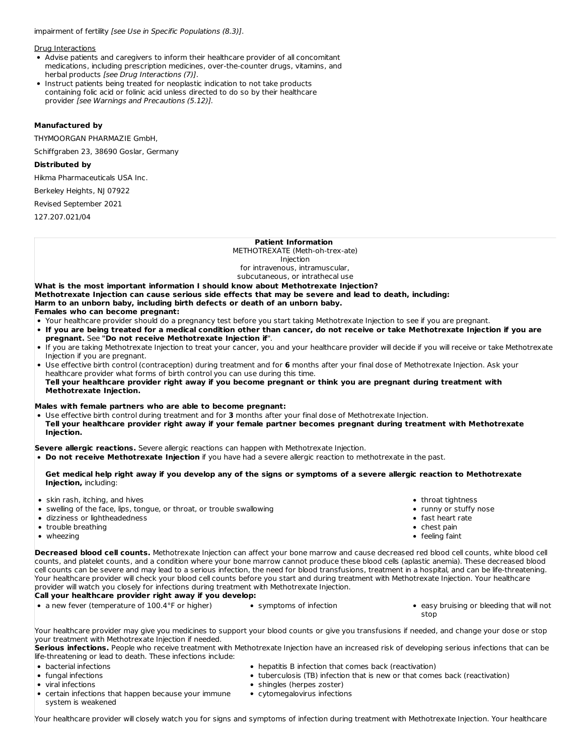impairment of fertility *[see Use in Specific Populations (8.3)]*.

Drug Interactions

- Advise patients and caregivers to inform their healthcare provider of all concomitant medications, including prescription medicines, over-the-counter drugs, vitamins, and herbal products *[see Drug Interactions (7)]*.
- Instruct patients being treated for neoplastic indication to not take products containing folic acid or folinic acid unless directed to do so by their healthcare provider *[see Warnings and Precautions (5.12)]*.

**Manufactured by**

THYMOORGAN PHARMAZIE GmbH,

Schiffgraben 23, 38690 Goslar, Germany

**Distributed by**

Hikma Pharmaceuticals USA Inc.

Berkeley Heights, NJ 07922

Revised September 2021

127.207.021/04

**Patient Information**
METHOTREXATE (Meth-oh-trex-ate)
Injection
for intravenous, intramuscular,
subcutaneous, or intrathecal use

**What is the most important information I should know about Methotrexate Injection?**
**Methotrexate Injection can cause serious side effects that may be severe and lead to death, including:**
**Harm to an unborn baby, including birth defects or death of an unborn baby.**
**Females who can become pregnant:**

- Your healthcare provider should do a pregnancy test before you start taking Methotrexate Injection to see if you are pregnant.
- **If you are being treated for a medical condition other than cancer, do not receive or take Methotrexate Injection if you are pregnant.** See **"Do not receive Methotrexate Injection if"**.
- If you are taking Methotrexate Injection to treat your cancer, you and your healthcare provider will decide if you will receive or take Methotrexate Injection if you are pregnant.
- Use effective birth control (contraception) during treatment and for **6** months after your final dose of Methotrexate Injection. Ask your healthcare provider what forms of birth control you can use during this time.
  **Tell your healthcare provider right away if you become pregnant or think you are pregnant during treatment with Methotrexate Injection.**

**Males with female partners who are able to become pregnant:**

- Use effective birth control during treatment and for **3** months after your final dose of Methotrexate Injection.
  **Tell your healthcare provider right away if your female partner becomes pregnant during treatment with Methotrexate Injection.**

**Severe allergic reactions.** Severe allergic reactions can happen with Methotrexate Injection.

- **Do not receive Methotrexate Injection** if you have had a severe allergic reaction to methotrexate in the past.

  **Get medical help right away if you develop any of the signs or symptoms of a severe allergic reaction to Methotrexate Injection,** including:

- skin rash, itching, and hives
- swelling of the face, lips, tongue, or throat, or trouble swallowing
- dizziness or lightheadedness
- trouble breathing
- wheezing
- throat tightness
- runny or stuffy nose
- fast heart rate
- chest pain
- feeling faint

**Decreased blood cell counts.** Methotrexate Injection can affect your bone marrow and cause decreased red blood cell counts, white blood cell counts, and platelet counts, and a condition where your bone marrow cannot produce these blood cells (aplastic anemia). These decreased blood cell counts can be severe and may lead to a serious infection, the need for blood transfusions, treatment in a hospital, and can be life-threatening. Your healthcare provider will check your blood cell counts before you start and during treatment with Methotrexate Injection. Your healthcare provider will watch you closely for infections during treatment with Methotrexate Injection.
**Call your healthcare provider right away if you develop:**

- a new fever (temperature of 100.4°F or higher)
- symptoms of infection
- easy bruising or bleeding that will not stop

Your healthcare provider may give you medicines to support your blood counts or give you transfusions if needed, and change your dose or stop your treatment with Methotrexate Injection if needed.
**Serious infections.** People who receive treatment with Methotrexate Injection have an increased risk of developing serious infections that can be life-threatening or lead to death. These infections include:

- bacterial infections
- fungal infections
- viral infections
- certain infections that happen because your immune system is weakened
- hepatitis B infection that comes back (reactivation)
- tuberculosis (TB) infection that is new or that comes back (reactivation)
- shingles (herpes zoster)
- cytomegalovirus infections

Your healthcare provider will closely watch you for signs and symptoms of infection during treatment with Methotrexate Injection. Your healthcare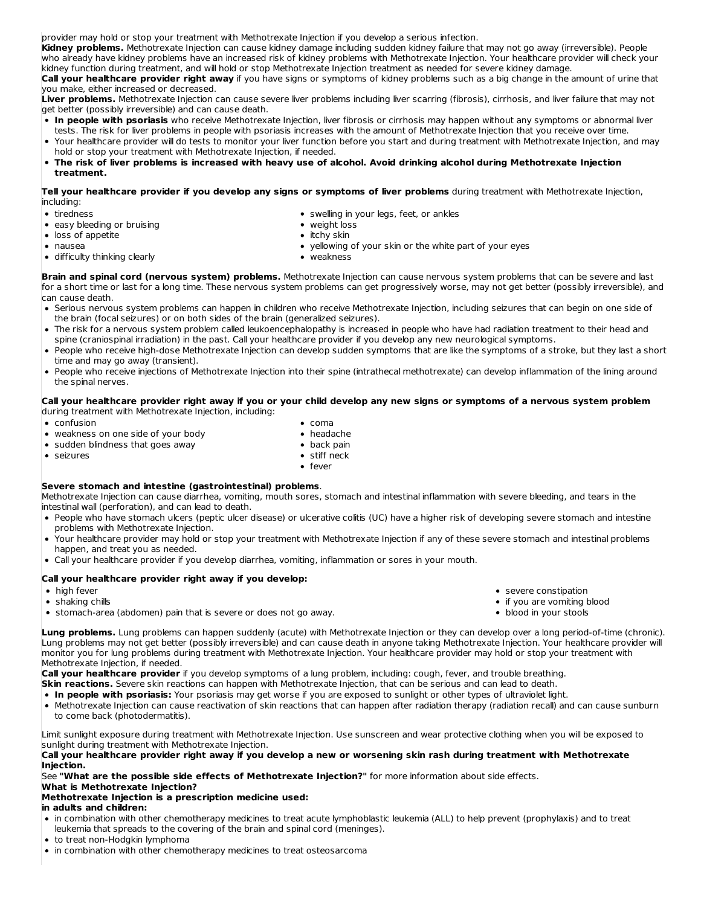provider may hold or stop your treatment with Methotrexate Injection if you develop a serious infection.

**Kidney problems.** Methotrexate Injection can cause kidney damage including sudden kidney failure that may not go away (irreversible). People who already have kidney problems have an increased risk of kidney problems with Methotrexate Injection. Your healthcare provider will check your kidney function during treatment, and will hold or stop Methotrexate Injection treatment as needed for severe kidney damage.

**Call your healthcare provider right away** if you have signs or symptoms of kidney problems such as a big change in the amount of urine that you make, either increased or decreased.

**Liver problems.** Methotrexate Injection can cause severe liver problems including liver scarring (fibrosis), cirrhosis, and liver failure that may not get better (possibly irreversible) and can cause death.

- **In people with psoriasis** who receive Methotrexate Injection, liver fibrosis or cirrhosis may happen without any symptoms or abnormal liver tests. The risk for liver problems in people with psoriasis increases with the amount of Methotrexate Injection that you receive over time.
- Your healthcare provider will do tests to monitor your liver function before you start and during treatment with Methotrexate Injection, and may hold or stop your treatment with Methotrexate Injection, if needed.
- **The risk of liver problems is increased with heavy use of alcohol. Avoid drinking alcohol during Methotrexate Injection treatment.**

**Tell your healthcare provider if you develop any signs or symptoms of liver problems** during treatment with Methotrexate Injection, including:

- tiredness
- easy bleeding or bruising
- loss of appetite
- nausea
- difficulty thinking clearly
- swelling in your legs, feet, or ankles
- weight loss
- itchy skin
- yellowing of your skin or the white part of your eyes
- weakness

**Brain and spinal cord (nervous system) problems.** Methotrexate Injection can cause nervous system problems that can be severe and last for a short time or last for a long time. These nervous system problems can get progressively worse, may not get better (possibly irreversible), and can cause death.

- Serious nervous system problems can happen in children who receive Methotrexate Injection, including seizures that can begin on one side of the brain (focal seizures) or on both sides of the brain (generalized seizures).
- The risk for a nervous system problem called leukoencephalopathy is increased in people who have had radiation treatment to their head and spine (craniospinal irradiation) in the past. Call your healthcare provider if you develop any new neurological symptoms.
- People who receive high-dose Methotrexate Injection can develop sudden symptoms that are like the symptoms of a stroke, but they last a short time and may go away (transient).
- People who receive injections of Methotrexate Injection into their spine (intrathecal methotrexate) can develop inflammation of the lining around the spinal nerves.

**Call your healthcare provider right away if you or your child develop any new signs or symptoms of a nervous system problem** during treatment with Methotrexate Injection, including:

- confusion
- weakness on one side of your body
- sudden blindness that goes away
- seizures
- coma
- headache
- back pain
- stiff neck
- fever

**Severe stomach and intestine (gastrointestinal) problems**.

Methotrexate Injection can cause diarrhea, vomiting, mouth sores, stomach and intestinal inflammation with severe bleeding, and tears in the intestinal wall (perforation), and can lead to death.

- People who have stomach ulcers (peptic ulcer disease) or ulcerative colitis (UC) have a higher risk of developing severe stomach and intestine problems with Methotrexate Injection.
- Your healthcare provider may hold or stop your treatment with Methotrexate Injection if any of these severe stomach and intestinal problems happen, and treat you as needed.
- Call your healthcare provider if you develop diarrhea, vomiting, inflammation or sores in your mouth.

**Call your healthcare provider right away if you develop:**

- high fever
- shaking chills
- stomach-area (abdomen) pain that is severe or does not go away.
- severe constipation
- if you are vomiting blood
- blood in your stools

**Lung problems.** Lung problems can happen suddenly (acute) with Methotrexate Injection or they can develop over a long period-of-time (chronic). Lung problems may not get better (possibly irreversible) and can cause death in anyone taking Methotrexate Injection. Your healthcare provider will monitor you for lung problems during treatment with Methotrexate Injection. Your healthcare provider may hold or stop your treatment with Methotrexate Injection, if needed.

**Call your healthcare provider** if you develop symptoms of a lung problem, including: cough, fever, and trouble breathing.

**Skin reactions.** Severe skin reactions can happen with Methotrexate Injection, that can be serious and can lead to death.

- **In people with psoriasis:** Your psoriasis may get worse if you are exposed to sunlight or other types of ultraviolet light.
- Methotrexate Injection can cause reactivation of skin reactions that can happen after radiation therapy (radiation recall) and can cause sunburn to come back (photodermatitis).

Limit sunlight exposure during treatment with Methotrexate Injection. Use sunscreen and wear protective clothing when you will be exposed to sunlight during treatment with Methotrexate Injection.

**Call your healthcare provider right away if you develop a new or worsening skin rash during treatment with Methotrexate Injection.**

See **"What are the possible side effects of Methotrexate Injection?"** for more information about side effects.

**What is Methotrexate Injection?**

**Methotrexate Injection is a prescription medicine used:**

**in adults and children:**

- in combination with other chemotherapy medicines to treat acute lymphoblastic leukemia (ALL) to help prevent (prophylaxis) and to treat leukemia that spreads to the covering of the brain and spinal cord (meninges).
- to treat non-Hodgkin lymphoma
- in combination with other chemotherapy medicines to treat osteosarcoma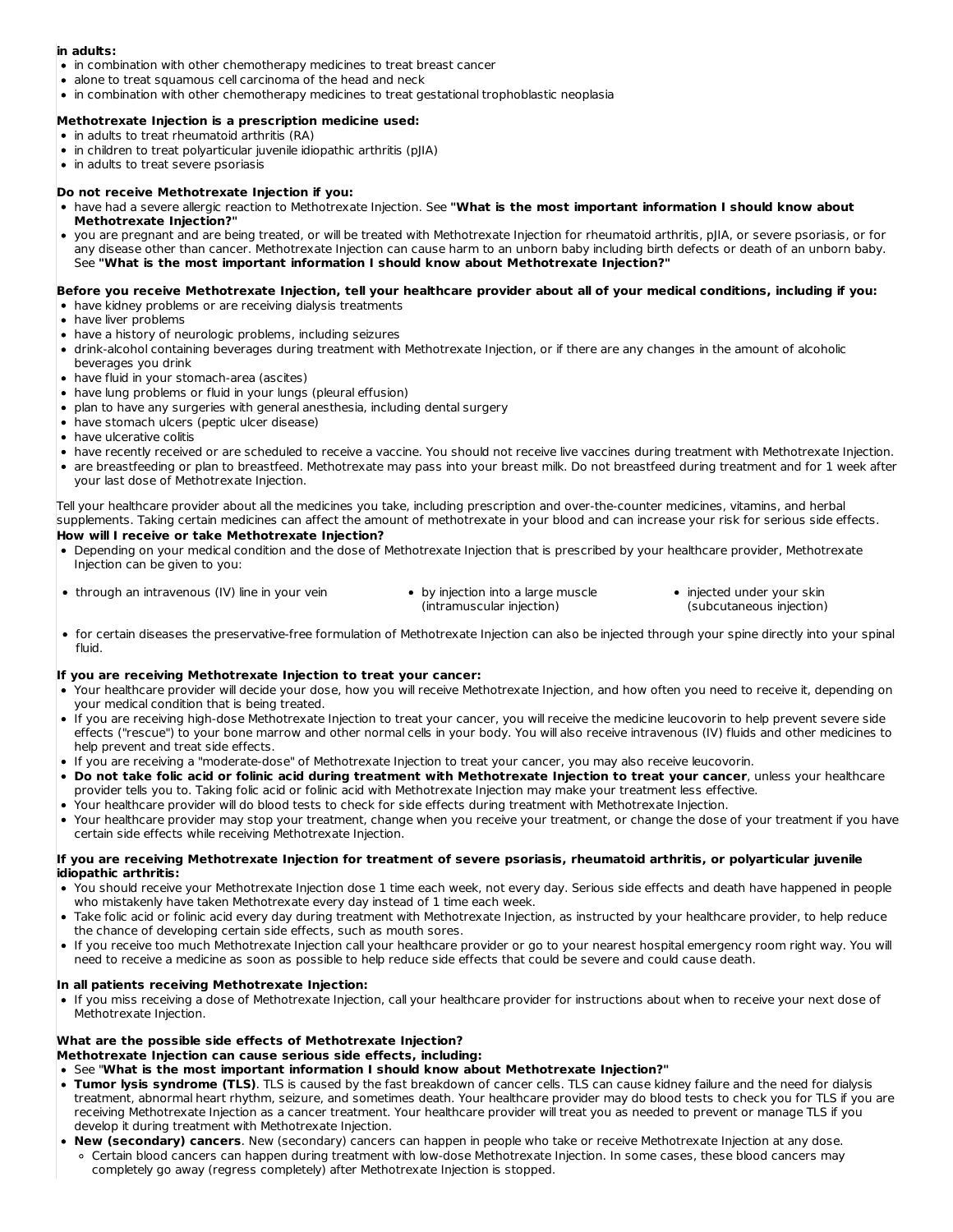**in adults:**

- in combination with other chemotherapy medicines to treat breast cancer
- alone to treat squamous cell carcinoma of the head and neck
- in combination with other chemotherapy medicines to treat gestational trophoblastic neoplasia

**Methotrexate Injection is a prescription medicine used:**

- in adults to treat rheumatoid arthritis (RA)
- in children to treat polyarticular juvenile idiopathic arthritis (pJIA)
- in adults to treat severe psoriasis

**Do not receive Methotrexate Injection if you:**

- have had a severe allergic reaction to Methotrexate Injection. See **"What is the most important information I should know about Methotrexate Injection?"**
- you are pregnant and are being treated, or will be treated with Methotrexate Injection for rheumatoid arthritis, pJIA, or severe psoriasis, or for any disease other than cancer. Methotrexate Injection can cause harm to an unborn baby including birth defects or death of an unborn baby. See **"What is the most important information I should know about Methotrexate Injection?"**

**Before you receive Methotrexate Injection, tell your healthcare provider about all of your medical conditions, including if you:**

- have kidney problems or are receiving dialysis treatments
- have liver problems
- have a history of neurologic problems, including seizures
- drink-alcohol containing beverages during treatment with Methotrexate Injection, or if there are any changes in the amount of alcoholic beverages you drink
- have fluid in your stomach-area (ascites)
- have lung problems or fluid in your lungs (pleural effusion)
- plan to have any surgeries with general anesthesia, including dental surgery
- have stomach ulcers (peptic ulcer disease)
- have ulcerative colitis
- have recently received or are scheduled to receive a vaccine. You should not receive live vaccines during treatment with Methotrexate Injection.
- are breastfeeding or plan to breastfeed. Methotrexate may pass into your breast milk. Do not breastfeed during treatment and for 1 week after your last dose of Methotrexate Injection.

Tell your healthcare provider about all the medicines you take, including prescription and over-the-counter medicines, vitamins, and herbal supplements. Taking certain medicines can affect the amount of methotrexate in your blood and can increase your risk for serious side effects.

**How will I receive or take Methotrexate Injection?**

- Depending on your medical condition and the dose of Methotrexate Injection that is prescribed by your healthcare provider, Methotrexate Injection can be given to you:
  - through an intravenous (IV) line in your vein
  - by injection into a large muscle (intramuscular injection)
  - injected under your skin (subcutaneous injection)
- for certain diseases the preservative-free formulation of Methotrexate Injection can also be injected through your spine directly into your spinal fluid.

**If you are receiving Methotrexate Injection to treat your cancer:**

- Your healthcare provider will decide your dose, how you will receive Methotrexate Injection, and how often you need to receive it, depending on your medical condition that is being treated.
- If you are receiving high-dose Methotrexate Injection to treat your cancer, you will receive the medicine leucovorin to help prevent severe side effects ("rescue") to your bone marrow and other normal cells in your body. You will also receive intravenous (IV) fluids and other medicines to help prevent and treat side effects.
- If you are receiving a "moderate-dose" of Methotrexate Injection to treat your cancer, you may also receive leucovorin.
- **Do not take folic acid or folinic acid during treatment with Methotrexate Injection to treat your cancer**, unless your healthcare provider tells you to. Taking folic acid or folinic acid with Methotrexate Injection may make your treatment less effective.
- Your healthcare provider will do blood tests to check for side effects during treatment with Methotrexate Injection.
- Your healthcare provider may stop your treatment, change when you receive your treatment, or change the dose of your treatment if you have certain side effects while receiving Methotrexate Injection.

**If you are receiving Methotrexate Injection for treatment of severe psoriasis, rheumatoid arthritis, or polyarticular juvenile idiopathic arthritis:**

- You should receive your Methotrexate Injection dose 1 time each week, not every day. Serious side effects and death have happened in people who mistakenly have taken Methotrexate every day instead of 1 time each week.
- Take folic acid or folinic acid every day during treatment with Methotrexate Injection, as instructed by your healthcare provider, to help reduce the chance of developing certain side effects, such as mouth sores.
- If you receive too much Methotrexate Injection call your healthcare provider or go to your nearest hospital emergency room right way. You will need to receive a medicine as soon as possible to help reduce side effects that could be severe and could cause death.

**In all patients receiving Methotrexate Injection:**

- If you miss receiving a dose of Methotrexate Injection, call your healthcare provider for instructions about when to receive your next dose of Methotrexate Injection.

**What are the possible side effects of Methotrexate Injection?**

**Methotrexate Injection can cause serious side effects, including:**

- See "**What is the most important information I should know about Methotrexate Injection?"**
- **Tumor lysis syndrome (TLS)**. TLS is caused by the fast breakdown of cancer cells. TLS can cause kidney failure and the need for dialysis treatment, abnormal heart rhythm, seizure, and sometimes death. Your healthcare provider may do blood tests to check you for TLS if you are receiving Methotrexate Injection as a cancer treatment. Your healthcare provider will treat you as needed to prevent or manage TLS if you develop it during treatment with Methotrexate Injection.
- **New (secondary) cancers**. New (secondary) cancers can happen in people who take or receive Methotrexate Injection at any dose.
  - Certain blood cancers can happen during treatment with low-dose Methotrexate Injection. In some cases, these blood cancers may completely go away (regress completely) after Methotrexate Injection is stopped.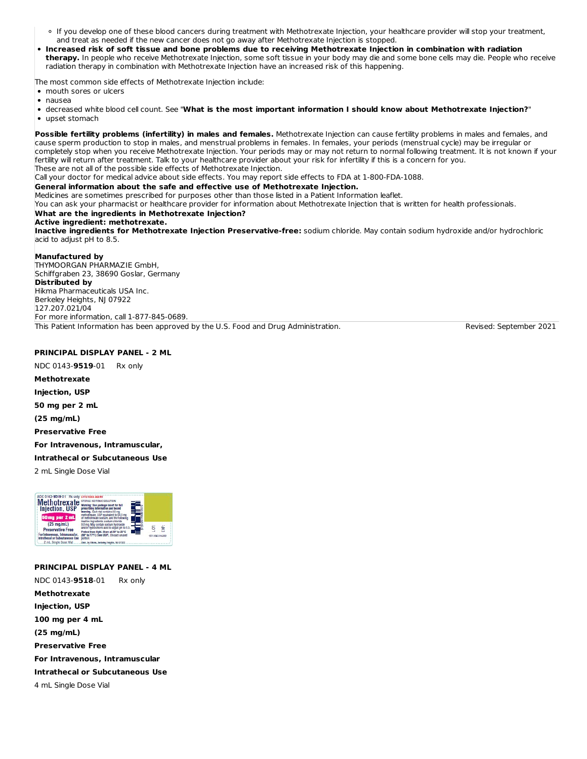- If you develop one of these blood cancers during treatment with Methotrexate Injection, your healthcare provider will stop your treatment, and treat as needed if the new cancer does not go away after Methotrexate Injection is stopped.
- **Increased risk of soft tissue and bone problems due to receiving Methotrexate Injection in combination with radiation therapy.** In people who receive Methotrexate Injection, some soft tissue in your body may die and some bone cells may die. People who receive radiation therapy in combination with Methotrexate Injection have an increased risk of this happening.

The most common side effects of Methotrexate Injection include:

- mouth sores or ulcers
- nausea
- decreased white blood cell count. See "**What is the most important information I should know about Methotrexate Injection?**"
- upset stomach

**Possible fertility problems (infertility) in males and females.** Methotrexate Injection can cause fertility problems in males and females, and cause sperm production to stop in males, and menstrual problems in females. In females, your periods (menstrual cycle) may be irregular or completely stop when you receive Methotrexate Injection. Your periods may or may not return to normal following treatment. It is not known if your fertility will return after treatment. Talk to your healthcare provider about your risk for infertility if this is a concern for you.
These are not all of the possible side effects of Methotrexate Injection.
Call your doctor for medical advice about side effects. You may report side effects to FDA at 1-800-FDA-1088.

**General information about the safe and effective use of Methotrexate Injection.**
Medicines are sometimes prescribed for purposes other than those listed in a Patient Information leaflet.
You can ask your pharmacist or healthcare provider for information about Methotrexate Injection that is written for health professionals.

**What are the ingredients in Methotrexate Injection?**
**Active ingredient: methotrexate.**
**Inactive ingredients for Methotrexate Injection Preservative-free:** sodium chloride. May contain sodium hydroxide and/or hydrochloric acid to adjust pH to 8.5.

**Manufactured by**
THYMOORGAN PHARMAZIE GmbH,
Schiffgraben 23, 38690 Goslar, Germany
**Distributed by**
Hikma Pharmaceuticals USA Inc.
Berkeley Heights, NJ 07922
127.207.021/04
For more information, call 1-877-845-0689.

This Patient Information has been approved by the U.S. Food and Drug Administration. Revised: September 2021

**PRINCIPAL DISPLAY PANEL - 2 ML**

NDC 0143-**9519**-01 Rx only

**Methotrexate**

**Injection, USP**

**50 mg per 2 mL**

**(25 mg/mL)**

**Preservative Free**

**For Intravenous, Intramuscular,**

**Intrathecal or Subcutaneous Use**

2 mL Single Dose Vial

**PRINCIPAL DISPLAY PANEL - 4 ML**

NDC 0143-**9518**-01 Rx only

**Methotrexate**

**Injection, USP**

**100 mg per 4 mL**

**(25 mg/mL)**

**Preservative Free**

**For Intravenous, Intramuscular**

**Intrathecal or Subcutaneous Use**

4 mL Single Dose Vial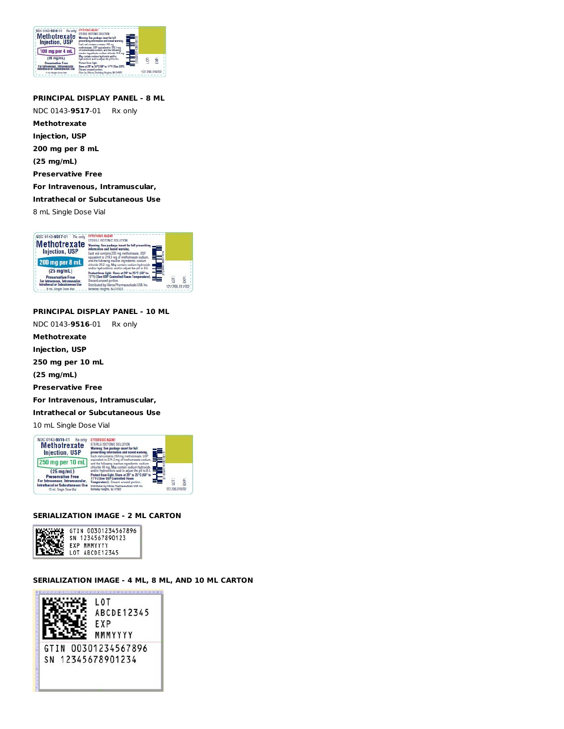**PRINCIPAL DISPLAY PANEL - 8 ML**

NDC 0143-**9517**-01     Rx only

**Methotrexate**

**Injection, USP**

**200 mg per 8 mL**

**(25 mg/mL)**

**Preservative Free**

**For Intravenous, Intramuscular,**

**Intrathecal or Subcutaneous Use**

8 mL Single Dose Vial

**PRINCIPAL DISPLAY PANEL - 10 ML**

NDC 0143-**9516**-01     Rx only

**Methotrexate**

**Injection, USP**

**250 mg per 10 mL**

**(25 mg/mL)**

**Preservative Free**

**For Intravenous, Intramuscular,**

**Intrathecal or Subcutaneous Use**

10 mL Single Dose Vial

**SERIALIZATION IMAGE - 2 ML CARTON**

**SERIALIZATION IMAGE - 4 ML, 8 ML, AND 10 ML CARTON**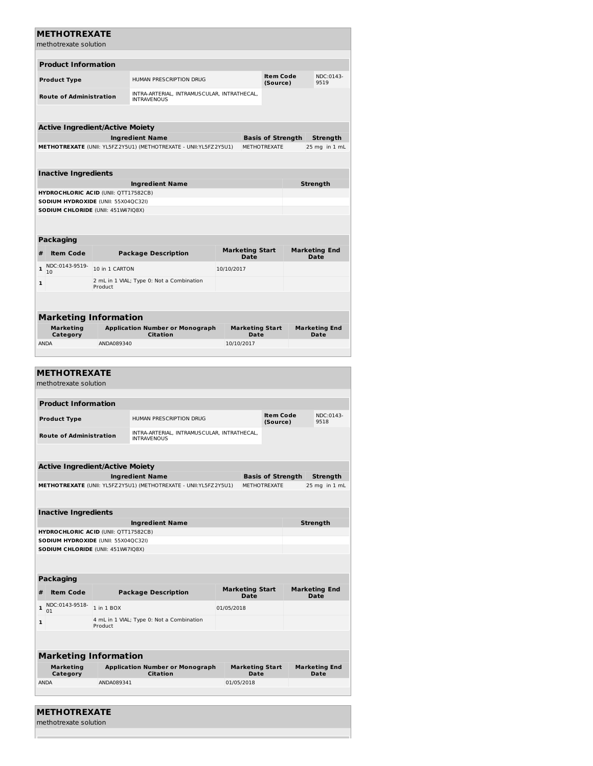## METHOTREXATE

methotrexate solution

| Product Information | | | |
|---|---|---|---|
| **Product Type** | HUMAN PRESCRIPTION DRUG | **Item Code (Source)** | NDC:0143-9519 |
| **Route of Administration** | INTRA-ARTERIAL, INTRAMUSCULAR, INTRATHECAL, INTRAVENOUS | | |

| Active Ingredient/Active Moiety | | |
|---|---|---|
| **Ingredient Name** | **Basis of Strength** | **Strength** |
| **METHOTREXATE** (UNII: YL5FZ2Y5U1) (METHOTREXATE - UNII:YL5FZ2Y5U1) | METHOTREXATE | 25 mg in 1 mL |

| Inactive Ingredients | |
|---|---|
| **Ingredient Name** | **Strength** |
| **HYDROCHLORIC ACID** (UNII: QTT17582CB) | |
| **SODIUM HYDROXIDE** (UNII: 55X04QC32I) | |
| **SODIUM CHLORIDE** (UNII: 451W47IQ8X) | |

| Packaging | | | | |
|---|---|---|---|---|
| **#** | **Item Code** | **Package Description** | **Marketing Start Date** | **Marketing End Date** |
| 1 | NDC:0143-9519-10 | 10 in 1 CARTON | 10/10/2017 | |
| 1 | | 2 mL in 1 VIAL; Type 0: Not a Combination Product | | |

| Marketing Information | | | |
|---|---|---|---|
| **Marketing Category** | **Application Number or Monograph Citation** | **Marketing Start Date** | **Marketing End Date** |
| ANDA | ANDA089340 | 10/10/2017 | |

## METHOTREXATE

methotrexate solution

| Product Information | | | |
|---|---|---|---|
| **Product Type** | HUMAN PRESCRIPTION DRUG | **Item Code (Source)** | NDC:0143-9518 |
| **Route of Administration** | INTRA-ARTERIAL, INTRAMUSCULAR, INTRATHECAL, INTRAVENOUS | | |

| Active Ingredient/Active Moiety | | |
|---|---|---|
| **Ingredient Name** | **Basis of Strength** | **Strength** |
| **METHOTREXATE** (UNII: YL5FZ2Y5U1) (METHOTREXATE - UNII:YL5FZ2Y5U1) | METHOTREXATE | 25 mg in 1 mL |

| Inactive Ingredients | |
|---|---|
| **Ingredient Name** | **Strength** |
| **HYDROCHLORIC ACID** (UNII: QTT17582CB) | |
| **SODIUM HYDROXIDE** (UNII: 55X04QC32I) | |
| **SODIUM CHLORIDE** (UNII: 451W47IQ8X) | |

| Packaging | | | | |
|---|---|---|---|---|
| **#** | **Item Code** | **Package Description** | **Marketing Start Date** | **Marketing End Date** |
| 1 | NDC:0143-9518-01 | 1 in 1 BOX | 01/05/2018 | |
| 1 | | 4 mL in 1 VIAL; Type 0: Not a Combination Product | | |

| Marketing Information | | | |
|---|---|---|---|
| **Marketing Category** | **Application Number or Monograph Citation** | **Marketing Start Date** | **Marketing End Date** |
| ANDA | ANDA089341 | 01/05/2018 | |

## METHOTREXATE

methotrexate solution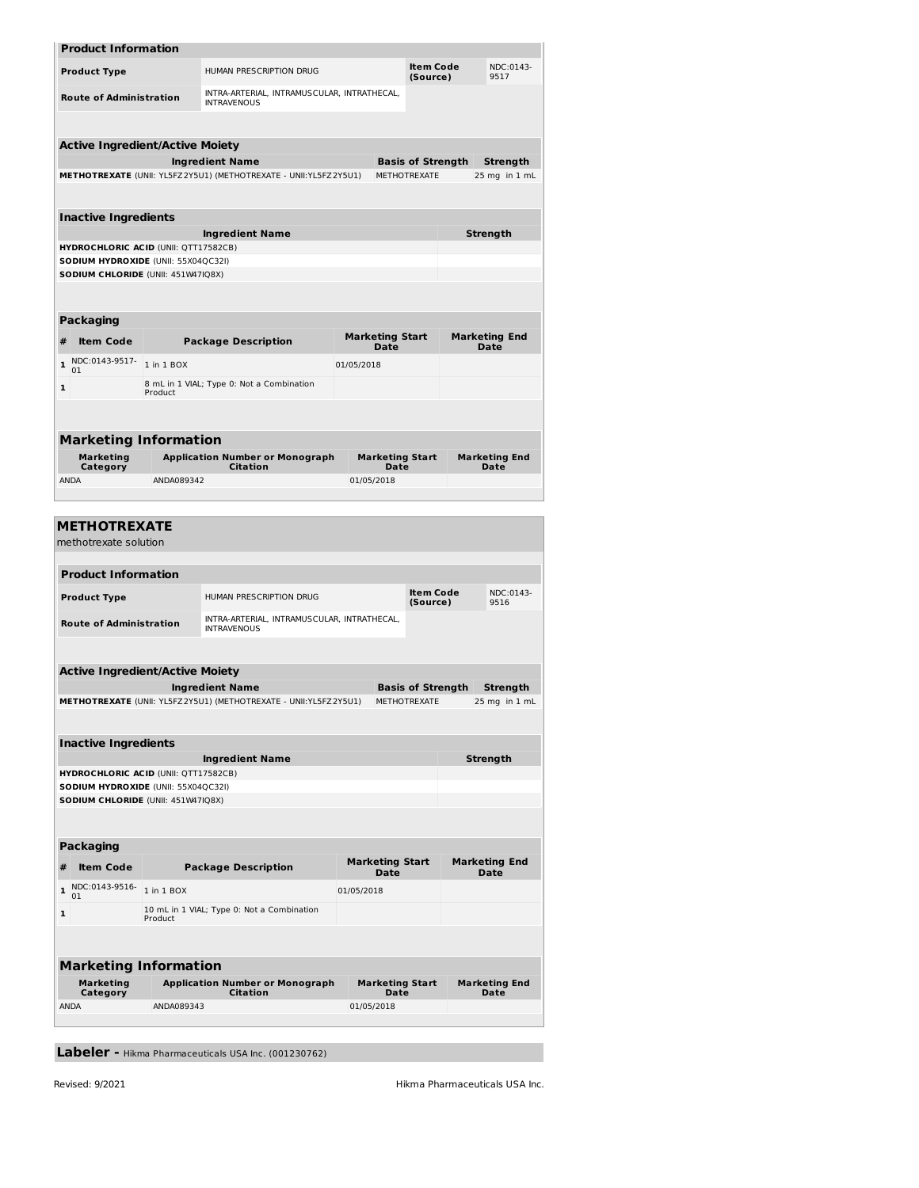| Product Information | | | |
|---|---|---|---|
| **Product Type** | HUMAN PRESCRIPTION DRUG | **Item Code (Source)** | NDC:0143-9517 |
| **Route of Administration** | INTRA-ARTERIAL, INTRAMUSCULAR, INTRATHECAL, INTRAVENOUS | | |

| Active Ingredient/Active Moiety | | |
|---|---|---|
| **Ingredient Name** | **Basis of Strength** | **Strength** |
| **METHOTREXATE** (UNII: YL5FZ2Y5U1) (METHOTREXATE - UNII:YL5FZ2Y5U1) | METHOTREXATE | 25 mg in 1 mL |

| Inactive Ingredients | |
|---|---|
| **Ingredient Name** | **Strength** |
| **HYDROCHLORIC ACID** (UNII: QTT17582CB) | |
| **SODIUM HYDROXIDE** (UNII: 55X04QC32I) | |
| **SODIUM CHLORIDE** (UNII: 451W47IQ8X) | |

| Packaging | | | | |
|---|---|---|---|---|
| **#** | **Item Code** | **Package Description** | **Marketing Start Date** | **Marketing End Date** |
| 1 | NDC:0143-9517-01 | 1 in 1 BOX | 01/05/2018 | |
| 1 | | 8 mL in 1 VIAL; Type 0: Not a Combination Product | | |

| Marketing Information | | | |
|---|---|---|---|
| **Marketing Category** | **Application Number or Monograph Citation** | **Marketing Start Date** | **Marketing End Date** |
| ANDA | ANDA089342 | 01/05/2018 | |

## METHOTREXATE

methotrexate solution

| Product Information | | | |
|---|---|---|---|
| **Product Type** | HUMAN PRESCRIPTION DRUG | **Item Code (Source)** | NDC:0143-9516 |
| **Route of Administration** | INTRA-ARTERIAL, INTRAMUSCULAR, INTRATHECAL, INTRAVENOUS | | |

| Active Ingredient/Active Moiety | | |
|---|---|---|
| **Ingredient Name** | **Basis of Strength** | **Strength** |
| **METHOTREXATE** (UNII: YL5FZ2Y5U1) (METHOTREXATE - UNII:YL5FZ2Y5U1) | METHOTREXATE | 25 mg in 1 mL |

| Inactive Ingredients | |
|---|---|
| **Ingredient Name** | **Strength** |
| **HYDROCHLORIC ACID** (UNII: QTT17582CB) | |
| **SODIUM HYDROXIDE** (UNII: 55X04QC32I) | |
| **SODIUM CHLORIDE** (UNII: 451W47IQ8X) | |

| Packaging | | | | |
|---|---|---|---|---|
| **#** | **Item Code** | **Package Description** | **Marketing Start Date** | **Marketing End Date** |
| 1 | NDC:0143-9516-01 | 1 in 1 BOX | 01/05/2018 | |
| 1 | | 10 mL in 1 VIAL; Type 0: Not a Combination Product | | |

| Marketing Information | | | |
|---|---|---|---|
| **Marketing Category** | **Application Number or Monograph Citation** | **Marketing Start Date** | **Marketing End Date** |
| ANDA | ANDA089343 | 01/05/2018 | |

**Labeler -** Hikma Pharmaceuticals USA Inc. (001230762)

Revised: 9/2021

Hikma Pharmaceuticals USA Inc.